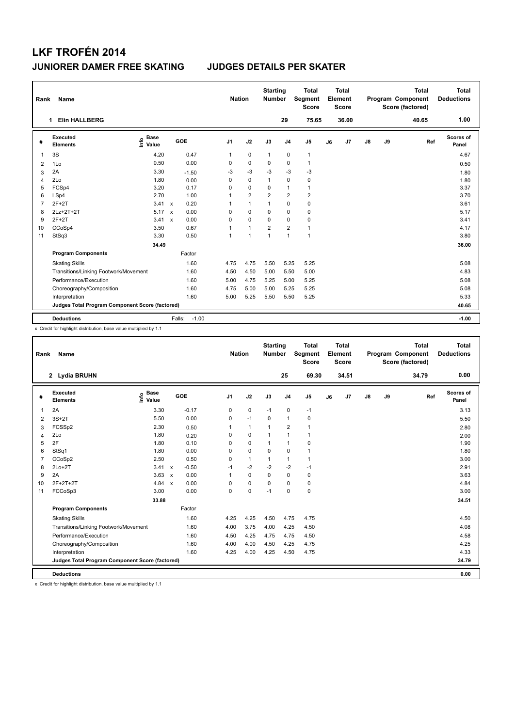# LKF TROFÉN 2014

## JUNIORER DAMER FREE SKATING JUDGES DETAILS PER SKATER

| Rank | Name | Nation | Starting Number | Total Segment Score | Total Element Score | Total Program Component Score (factored) | Total Deductions |
|---|---|---|---|---|---|---|---|
| 1 | Elin HALLBERG | | 29 | 75.65 | 36.00 | 40.65 | 1.00 |

| # | Executed Elements | Info | Base Value | | GOE | J1 | J2 | J3 | J4 | J5 | J6 | J7 | J8 | J9 | Ref | Scores of Panel |
|---|---|---|---|---|---|---|---|---|---|---|---|---|---|---|---|---|
| 1 | 3S | | 4.20 | | 0.47 | 1 | 0 | 1 | 0 | 1 | | | | | | 4.67 |
| 2 | 1Lo | | 0.50 | | 0.00 | 0 | 0 | 0 | 0 | 1 | | | | | | 0.50 |
| 3 | 2A | | 3.30 | | -1.50 | -3 | -3 | -3 | -3 | -3 | | | | | | 1.80 |
| 4 | 2Lo | | 1.80 | | 0.00 | 0 | 0 | 1 | 0 | 0 | | | | | | 1.80 |
| 5 | FCSp4 | | 3.20 | | 0.17 | 0 | 0 | 0 | 1 | 1 | | | | | | 3.37 |
| 6 | LSp4 | | 2.70 | | 1.00 | 1 | 2 | 2 | 2 | 2 | | | | | | 3.70 |
| 7 | 2F+2T | | 3.41 | x | 0.20 | 1 | 1 | 1 | 0 | 0 | | | | | | 3.61 |
| 8 | 2Lz+2T+2T | | 5.17 | x | 0.00 | 0 | 0 | 0 | 0 | 0 | | | | | | 5.17 |
| 9 | 2F+2T | | 3.41 | x | 0.00 | 0 | 0 | 0 | 0 | 0 | | | | | | 3.41 |
| 10 | CCoSp4 | | 3.50 | | 0.67 | 1 | 1 | 2 | 2 | 1 | | | | | | 4.17 |
| 11 | StSq3 | | 3.30 | | 0.50 | 1 | 1 | 1 | 1 | 1 | | | | | | 3.80 |
| | | | 34.49 | | | | | | | | | | | | | 36.00 |
| | **Program Components** | | | | Factor | | | | | | | | | | | |
| | Skating Skills | | | | 1.60 | 4.75 | 4.75 | 5.50 | 5.25 | 5.25 | | | | | | 5.08 |
| | Transitions/Linking Footwork/Movement | | | | 1.60 | 4.50 | 4.50 | 5.00 | 5.50 | 5.00 | | | | | | 4.83 |
| | Performance/Execution | | | | 1.60 | 5.00 | 4.75 | 5.25 | 5.00 | 5.25 | | | | | | 5.08 |
| | Choreography/Composition | | | | 1.60 | 4.75 | 5.00 | 5.00 | 5.25 | 5.25 | | | | | | 5.08 |
| | Interpretation | | | | 1.60 | 5.00 | 5.25 | 5.50 | 5.50 | 5.25 | | | | | | 5.33 |
| | **Judges Total Program Component Score (factored)** | | | | | | | | | | | | | | | 40.65 |
| | **Deductions** | | | | Falls: -1.00 | | | | | | | | | | | -1.00 |

x Credit for highlight distribution, base value multiplied by 1.1

| Rank | Name | Nation | Starting Number | Total Segment Score | Total Element Score | Total Program Component Score (factored) | Total Deductions |
|---|---|---|---|---|---|---|---|
| 2 | Lydia BRUHN | | 25 | 69.30 | 34.51 | 34.79 | 0.00 |

| # | Executed Elements | Info | Base Value | | GOE | J1 | J2 | J3 | J4 | J5 | J6 | J7 | J8 | J9 | Ref | Scores of Panel |
|---|---|---|---|---|---|---|---|---|---|---|---|---|---|---|---|---|
| 1 | 2A | | 3.30 | | -0.17 | 0 | 0 | -1 | 0 | -1 | | | | | | 3.13 |
| 2 | 3S+2T | | 5.50 | | 0.00 | 0 | -1 | 0 | 1 | 0 | | | | | | 5.50 |
| 3 | FCSSp2 | | 2.30 | | 0.50 | 1 | 1 | 1 | 2 | 1 | | | | | | 2.80 |
| 4 | 2Lo | | 1.80 | | 0.20 | 0 | 0 | 1 | 1 | 1 | | | | | | 2.00 |
| 5 | 2F | | 1.80 | | 0.10 | 0 | 0 | 1 | 1 | 0 | | | | | | 1.90 |
| 6 | StSq1 | | 1.80 | | 0.00 | 0 | 0 | 0 | 0 | 1 | | | | | | 1.80 |
| 7 | CCoSp2 | | 2.50 | | 0.50 | 0 | 1 | 1 | 1 | 1 | | | | | | 3.00 |
| 8 | 2Lo+2T | | 3.41 | x | -0.50 | -1 | -2 | -2 | -2 | -1 | | | | | | 2.91 |
| 9 | 2A | | 3.63 | x | 0.00 | 1 | 0 | 0 | 0 | 0 | | | | | | 3.63 |
| 10 | 2F+2T+2T | | 4.84 | x | 0.00 | 0 | 0 | 0 | 0 | 0 | | | | | | 4.84 |
| 11 | FCCoSp3 | | 3.00 | | 0.00 | 0 | 0 | -1 | 0 | 0 | | | | | | 3.00 |
| | | | 33.88 | | | | | | | | | | | | | 34.51 |
| | **Program Components** | | | | Factor | | | | | | | | | | | |
| | Skating Skills | | | | 1.60 | 4.25 | 4.25 | 4.50 | 4.75 | 4.75 | | | | | | 4.50 |
| | Transitions/Linking Footwork/Movement | | | | 1.60 | 4.00 | 3.75 | 4.00 | 4.25 | 4.50 | | | | | | 4.08 |
| | Performance/Execution | | | | 1.60 | 4.50 | 4.25 | 4.75 | 4.75 | 4.50 | | | | | | 4.58 |
| | Choreography/Composition | | | | 1.60 | 4.00 | 4.00 | 4.50 | 4.25 | 4.75 | | | | | | 4.25 |
| | Interpretation | | | | 1.60 | 4.25 | 4.00 | 4.25 | 4.50 | 4.75 | | | | | | 4.33 |
| | **Judges Total Program Component Score (factored)** | | | | | | | | | | | | | | | 34.79 |
| | **Deductions** | | | | | | | | | | | | | | | 0.00 |

x Credit for highlight distribution, base value multiplied by 1.1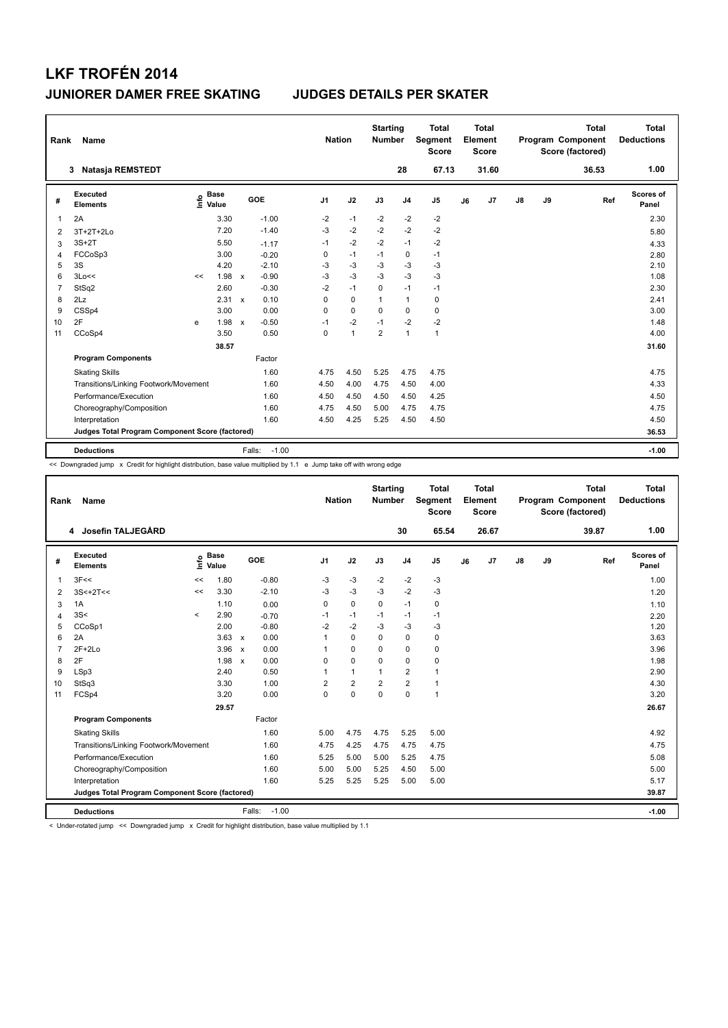# LKF TROFÉN 2014

## JUNIORER DAMER FREE SKATING — JUDGES DETAILS PER SKATER

| Rank | Name | Nation | Starting Number | Total Segment Score | Total Element Score | Total Program Component Score (factored) | Total Deductions |
|---|---|---|---|---|---|---|---|
| 3 | Natasja REMSTEDT | | 28 | 67.13 | 31.60 | 36.53 | 1.00 |

| # | Executed Elements | Info | Base Value | | GOE | J1 | J2 | J3 | J4 | J5 | J6 | J7 | J8 | J9 | Ref | Scores of Panel |
|---|---|---|---|---|---|---|---|---|---|---|---|---|---|---|---|---|
| 1 | 2A | | 3.30 | | -1.00 | -2 | -1 | -2 | -2 | -2 | | | | | | 2.30 |
| 2 | 3T+2T+2Lo | | 7.20 | | -1.40 | -3 | -2 | -2 | -2 | -2 | | | | | | 5.80 |
| 3 | 3S+2T | | 5.50 | | -1.17 | -1 | -2 | -2 | -1 | -2 | | | | | | 4.33 |
| 4 | FCCoSp3 | | 3.00 | | -0.20 | 0 | -1 | -1 | 0 | -1 | | | | | | 2.80 |
| 5 | 3S | | 4.20 | | -2.10 | -3 | -3 | -3 | -3 | -3 | | | | | | 2.10 |
| 6 | 3Lo<< | << | 1.98 | x | -0.90 | -3 | -3 | -3 | -3 | -3 | | | | | | 1.08 |
| 7 | StSq2 | | 2.60 | | -0.30 | -2 | -1 | 0 | -1 | -1 | | | | | | 2.30 |
| 8 | 2Lz | | 2.31 | x | 0.10 | 0 | 0 | 1 | 1 | 0 | | | | | | 2.41 |
| 9 | CSSp4 | | 3.00 | | 0.00 | 0 | 0 | 0 | 0 | 0 | | | | | | 3.00 |
| 10 | 2F | e | 1.98 | x | -0.50 | -1 | -2 | -1 | -2 | -2 | | | | | | 1.48 |
| 11 | CCoSp4 | | 3.50 | | 0.50 | 0 | 1 | 2 | 1 | 1 | | | | | | 4.00 |
| | | | 38.57 | | | | | | | | | | | | | 31.60 |
| | **Program Components** | | | | Factor | | | | | | | | | | | |
| | Skating Skills | | | | 1.60 | 4.75 | 4.50 | 5.25 | 4.75 | 4.75 | | | | | | 4.75 |
| | Transitions/Linking Footwork/Movement | | | | 1.60 | 4.50 | 4.00 | 4.75 | 4.50 | 4.00 | | | | | | 4.33 |
| | Performance/Execution | | | | 1.60 | 4.50 | 4.50 | 4.50 | 4.50 | 4.25 | | | | | | 4.50 |
| | Choreography/Composition | | | | 1.60 | 4.75 | 4.50 | 5.00 | 4.75 | 4.75 | | | | | | 4.75 |
| | Interpretation | | | | 1.60 | 4.50 | 4.25 | 5.25 | 4.50 | 4.50 | | | | | | 4.50 |
| | **Judges Total Program Component Score (factored)** | | | | | | | | | | | | | | | 36.53 |
| | **Deductions** | | | | Falls: -1.00 | | | | | | | | | | | -1.00 |

<< Downgraded jump x Credit for highlight distribution, base value multiplied by 1.1 e Jump take off with wrong edge

| Rank | Name | Nation | Starting Number | Total Segment Score | Total Element Score | Total Program Component Score (factored) | Total Deductions |
|---|---|---|---|---|---|---|---|
| 4 | Josefin TALJEGÅRD | | 30 | 65.54 | 26.67 | 39.87 | 1.00 |

| # | Executed Elements | Info | Base Value | | GOE | J1 | J2 | J3 | J4 | J5 | J6 | J7 | J8 | J9 | Ref | Scores of Panel |
|---|---|---|---|---|---|---|---|---|---|---|---|---|---|---|---|---|
| 1 | 3F<< | << | 1.80 | | -0.80 | -3 | -3 | -2 | -2 | -3 | | | | | | 1.00 |
| 2 | 3S<+2T<< | << | 3.30 | | -2.10 | -3 | -3 | -3 | -2 | -3 | | | | | | 1.20 |
| 3 | 1A | | 1.10 | | 0.00 | 0 | 0 | 0 | -1 | 0 | | | | | | 1.10 |
| 4 | 3S< | < | 2.90 | | -0.70 | -1 | -1 | -1 | -1 | -1 | | | | | | 2.20 |
| 5 | CCoSp1 | | 2.00 | | -0.80 | -2 | -2 | -3 | -3 | -3 | | | | | | 1.20 |
| 6 | 2A | | 3.63 | x | 0.00 | 1 | 0 | 0 | 0 | 0 | | | | | | 3.63 |
| 7 | 2F+2Lo | | 3.96 | x | 0.00 | 1 | 0 | 0 | 0 | 0 | | | | | | 3.96 |
| 8 | 2F | | 1.98 | x | 0.00 | 0 | 0 | 0 | 0 | 0 | | | | | | 1.98 |
| 9 | LSp3 | | 2.40 | | 0.50 | 1 | 1 | 1 | 2 | 1 | | | | | | 2.90 |
| 10 | StSq3 | | 3.30 | | 1.00 | 2 | 2 | 2 | 2 | 1 | | | | | | 4.30 |
| 11 | FCSp4 | | 3.20 | | 0.00 | 0 | 0 | 0 | 0 | 1 | | | | | | 3.20 |
| | | | 29.57 | | | | | | | | | | | | | 26.67 |
| | **Program Components** | | | | Factor | | | | | | | | | | | |
| | Skating Skills | | | | 1.60 | 5.00 | 4.75 | 4.75 | 5.25 | 5.00 | | | | | | 4.92 |
| | Transitions/Linking Footwork/Movement | | | | 1.60 | 4.75 | 4.25 | 4.75 | 4.75 | 4.75 | | | | | | 4.75 |
| | Performance/Execution | | | | 1.60 | 5.25 | 5.00 | 5.00 | 5.25 | 4.75 | | | | | | 5.08 |
| | Choreography/Composition | | | | 1.60 | 5.00 | 5.00 | 5.25 | 4.50 | 5.00 | | | | | | 5.00 |
| | Interpretation | | | | 1.60 | 5.25 | 5.25 | 5.25 | 5.00 | 5.00 | | | | | | 5.17 |
| | **Judges Total Program Component Score (factored)** | | | | | | | | | | | | | | | 39.87 |
| | **Deductions** | | | | Falls: -1.00 | | | | | | | | | | | -1.00 |

< Under-rotated jump << Downgraded jump x Credit for highlight distribution, base value multiplied by 1.1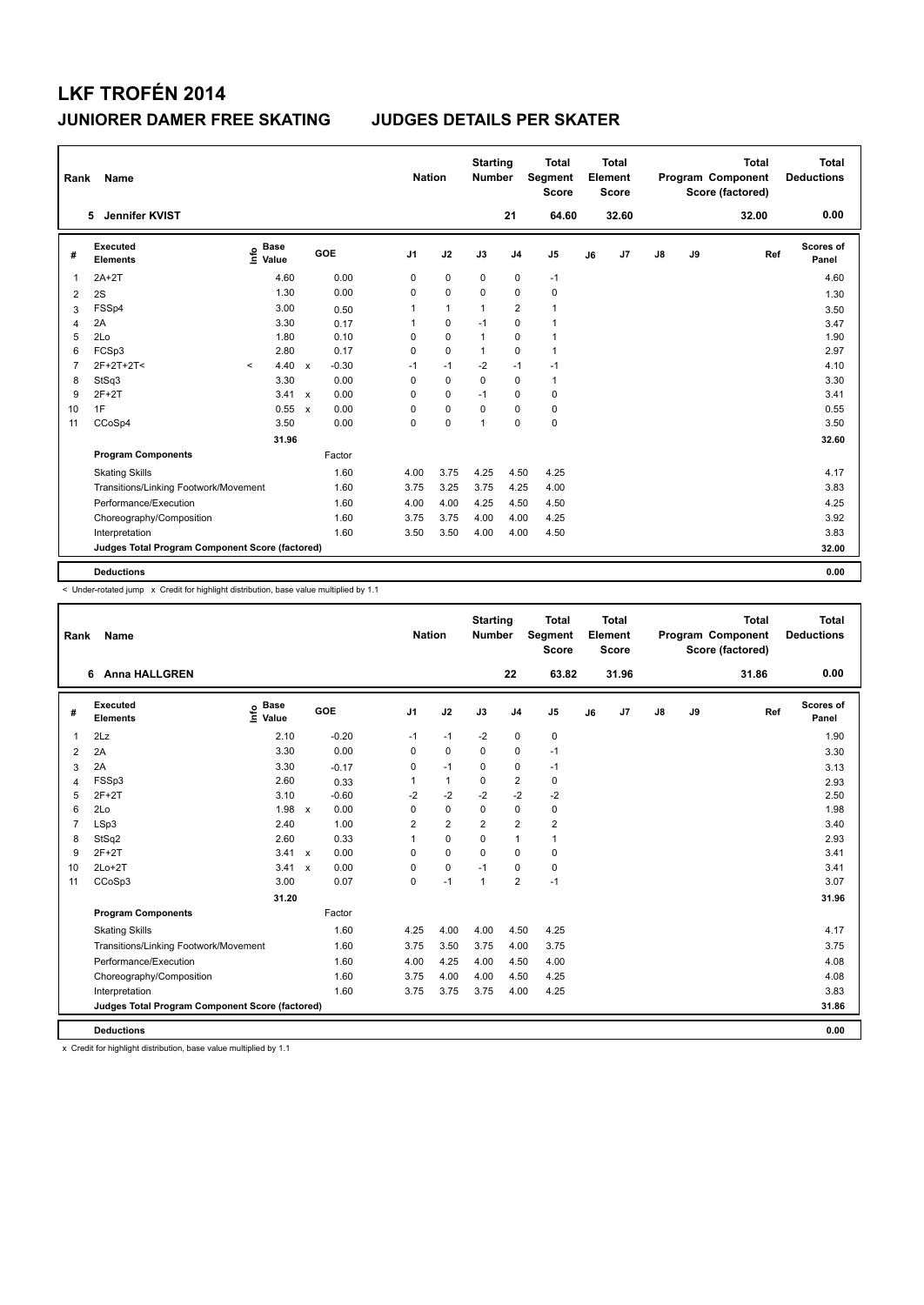# LKF TROFÉN 2014

## JUNIORER DAMER FREE SKATING JUDGES DETAILS PER SKATER

| Rank | Name | Nation | Starting Number | Total Segment Score | Total Element Score | Total Program Component Score (factored) | Total Deductions |
|---|---|---|---|---|---|---|---|
| 5 | Jennifer KVIST | | 21 | 64.60 | 32.60 | 32.00 | 0.00 |

| # | Executed Elements | Info | Base Value | | GOE | J1 | J2 | J3 | J4 | J5 | J6 | J7 | J8 | J9 | Ref | Scores of Panel |
|---|---|---|---|---|---|---|---|---|---|---|---|---|---|---|---|---|
| 1 | 2A+2T | | 4.60 | | 0.00 | 0 | 0 | 0 | 0 | -1 | | | | | | 4.60 |
| 2 | 2S | | 1.30 | | 0.00 | 0 | 0 | 0 | 0 | 0 | | | | | | 1.30 |
| 3 | FSSp4 | | 3.00 | | 0.50 | 1 | 1 | 1 | 2 | 1 | | | | | | 3.50 |
| 4 | 2A | | 3.30 | | 0.17 | 1 | 0 | -1 | 0 | 1 | | | | | | 3.47 |
| 5 | 2Lo | | 1.80 | | 0.10 | 0 | 0 | 1 | 0 | 1 | | | | | | 1.90 |
| 6 | FCSp3 | | 2.80 | | 0.17 | 0 | 0 | 1 | 0 | 1 | | | | | | 2.97 |
| 7 | 2F+2T+2T< | < | 4.40 | x | -0.30 | -1 | -1 | -2 | -1 | -1 | | | | | | 4.10 |
| 8 | StSq3 | | 3.30 | | 0.00 | 0 | 0 | 0 | 0 | 1 | | | | | | 3.30 |
| 9 | 2F+2T | | 3.41 | x | 0.00 | 0 | 0 | -1 | 0 | 0 | | | | | | 3.41 |
| 10 | 1F | | 0.55 | x | 0.00 | 0 | 0 | 0 | 0 | 0 | | | | | | 0.55 |
| 11 | CCoSp4 | | 3.50 | | 0.00 | 0 | 0 | 1 | 0 | 0 | | | | | | 3.50 |
| | | | 31.96 | | | | | | | | | | | | | 32.60 |
| | **Program Components** | | | | Factor | | | | | | | | | | | |
| | Skating Skills | | | | 1.60 | 4.00 | 3.75 | 4.25 | 4.50 | 4.25 | | | | | | 4.17 |
| | Transitions/Linking Footwork/Movement | | | | 1.60 | 3.75 | 3.25 | 3.75 | 4.25 | 4.00 | | | | | | 3.83 |
| | Performance/Execution | | | | 1.60 | 4.00 | 4.00 | 4.25 | 4.50 | 4.50 | | | | | | 4.25 |
| | Choreography/Composition | | | | 1.60 | 3.75 | 3.75 | 4.00 | 4.00 | 4.25 | | | | | | 3.92 |
| | Interpretation | | | | 1.60 | 3.50 | 3.50 | 4.00 | 4.00 | 4.50 | | | | | | 3.83 |
| | **Judges Total Program Component Score (factored)** | | | | | | | | | | | | | | | 32.00 |
| | **Deductions** | | | | | | | | | | | | | | | 0.00 |

< Under-rotated jump x Credit for highlight distribution, base value multiplied by 1.1

| Rank | Name | Nation | Starting Number | Total Segment Score | Total Element Score | Total Program Component Score (factored) | Total Deductions |
|---|---|---|---|---|---|---|---|
| 6 | Anna HALLGREN | | 22 | 63.82 | 31.96 | 31.86 | 0.00 |

| # | Executed Elements | Info | Base Value | | GOE | J1 | J2 | J3 | J4 | J5 | J6 | J7 | J8 | J9 | Ref | Scores of Panel |
|---|---|---|---|---|---|---|---|---|---|---|---|---|---|---|---|---|
| 1 | 2Lz | | 2.10 | | -0.20 | -1 | -1 | -2 | 0 | 0 | | | | | | 1.90 |
| 2 | 2A | | 3.30 | | 0.00 | 0 | 0 | 0 | 0 | -1 | | | | | | 3.30 |
| 3 | 2A | | 3.30 | | -0.17 | 0 | -1 | 0 | 0 | -1 | | | | | | 3.13 |
| 4 | FSSp3 | | 2.60 | | 0.33 | 1 | 1 | 0 | 2 | 0 | | | | | | 2.93 |
| 5 | 2F+2T | | 3.10 | | -0.60 | -2 | -2 | -2 | -2 | -2 | | | | | | 2.50 |
| 6 | 2Lo | | 1.98 | x | 0.00 | 0 | 0 | 0 | 0 | 0 | | | | | | 1.98 |
| 7 | LSp3 | | 2.40 | | 1.00 | 2 | 2 | 2 | 2 | 2 | | | | | | 3.40 |
| 8 | StSq2 | | 2.60 | | 0.33 | 1 | 0 | 0 | 1 | 1 | | | | | | 2.93 |
| 9 | 2F+2T | | 3.41 | x | 0.00 | 0 | 0 | 0 | 0 | 0 | | | | | | 3.41 |
| 10 | 2Lo+2T | | 3.41 | x | 0.00 | 0 | 0 | -1 | 0 | 0 | | | | | | 3.41 |
| 11 | CCoSp3 | | 3.00 | | 0.07 | 0 | -1 | 1 | 2 | -1 | | | | | | 3.07 |
| | | | 31.20 | | | | | | | | | | | | | 31.96 |
| | **Program Components** | | | | Factor | | | | | | | | | | | |
| | Skating Skills | | | | 1.60 | 4.25 | 4.00 | 4.00 | 4.50 | 4.25 | | | | | | 4.17 |
| | Transitions/Linking Footwork/Movement | | | | 1.60 | 3.75 | 3.50 | 3.75 | 4.00 | 3.75 | | | | | | 3.75 |
| | Performance/Execution | | | | 1.60 | 4.00 | 4.25 | 4.00 | 4.50 | 4.00 | | | | | | 4.08 |
| | Choreography/Composition | | | | 1.60 | 3.75 | 4.00 | 4.00 | 4.50 | 4.25 | | | | | | 4.08 |
| | Interpretation | | | | 1.60 | 3.75 | 3.75 | 3.75 | 4.00 | 4.25 | | | | | | 3.83 |
| | **Judges Total Program Component Score (factored)** | | | | | | | | | | | | | | | 31.86 |
| | **Deductions** | | | | | | | | | | | | | | | 0.00 |

x Credit for highlight distribution, base value multiplied by 1.1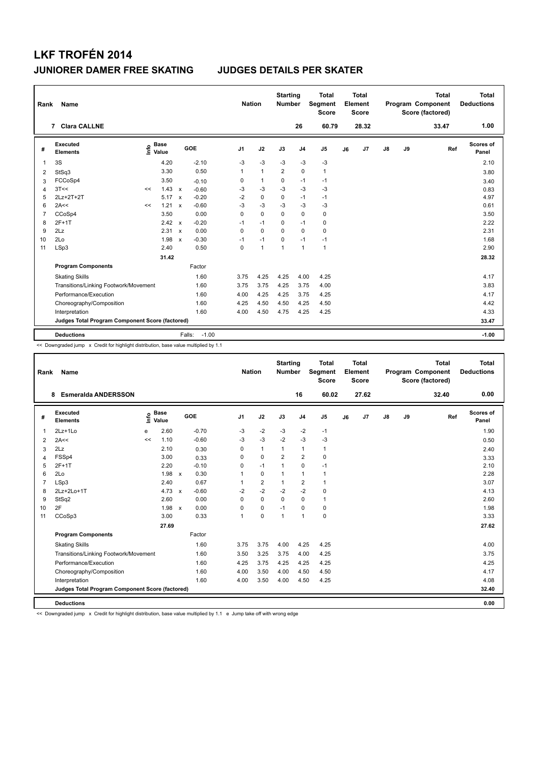# LKF TROFÉN 2014

## JUNIORER DAMER FREE SKATING JUDGES DETAILS PER SKATER

| Rank | Name | Nation | Starting Number | Total Segment Score | Total Element Score | Total Program Component Score (factored) | Total Deductions |
|---|---|---|---|---|---|---|---|
| 7 | Clara CALLNE | | 26 | 60.79 | 28.32 | 33.47 | 1.00 |

| # | Executed Elements | Info | Base Value | | GOE | J1 | J2 | J3 | J4 | J5 | J6 | J7 | J8 | J9 | Ref | Scores of Panel |
|---|---|---|---|---|---|---|---|---|---|---|---|---|---|---|---|---|
| 1 | 3S | | 4.20 | | -2.10 | -3 | -3 | -3 | -3 | -3 | | | | | | 2.10 |
| 2 | StSq3 | | 3.30 | | 0.50 | 1 | 1 | 2 | 0 | 1 | | | | | | 3.80 |
| 3 | FCCoSp4 | | 3.50 | | -0.10 | 0 | 1 | 0 | -1 | -1 | | | | | | 3.40 |
| 4 | 3T<< | << | 1.43 | x | -0.60 | -3 | -3 | -3 | -3 | -3 | | | | | | 0.83 |
| 5 | 2Lz+2T+2T | | 5.17 | x | -0.20 | -2 | 0 | 0 | -1 | -1 | | | | | | 4.97 |
| 6 | 2A<< | << | 1.21 | x | -0.60 | -3 | -3 | -3 | -3 | -3 | | | | | | 0.61 |
| 7 | CCoSp4 | | 3.50 | | 0.00 | 0 | 0 | 0 | 0 | 0 | | | | | | 3.50 |
| 8 | 2F+1T | | 2.42 | x | -0.20 | -1 | -1 | 0 | -1 | 0 | | | | | | 2.22 |
| 9 | 2Lz | | 2.31 | x | 0.00 | 0 | 0 | 0 | 0 | 0 | | | | | | 2.31 |
| 10 | 2Lo | | 1.98 | x | -0.30 | -1 | -1 | 0 | -1 | -1 | | | | | | 1.68 |
| 11 | LSp3 | | 2.40 | | 0.50 | 0 | 1 | 1 | 1 | 1 | | | | | | 2.90 |
| | | | 31.42 | | | | | | | | | | | | | 28.32 |
| | **Program Components** | | | | Factor | | | | | | | | | | | |
| | Skating Skills | | | | 1.60 | 3.75 | 4.25 | 4.25 | 4.00 | 4.25 | | | | | | 4.17 |
| | Transitions/Linking Footwork/Movement | | | | 1.60 | 3.75 | 3.75 | 4.25 | 3.75 | 4.00 | | | | | | 3.83 |
| | Performance/Execution | | | | 1.60 | 4.00 | 4.25 | 4.25 | 3.75 | 4.25 | | | | | | 4.17 |
| | Choreography/Composition | | | | 1.60 | 4.25 | 4.50 | 4.50 | 4.25 | 4.50 | | | | | | 4.42 |
| | Interpretation | | | | 1.60 | 4.00 | 4.50 | 4.75 | 4.25 | 4.25 | | | | | | 4.33 |
| | **Judges Total Program Component Score (factored)** | | | | | | | | | | | | | | | 33.47 |
| | **Deductions** | | | | Falls: -1.00 | | | | | | | | | | | -1.00 |

<< Downgraded jump x Credit for highlight distribution, base value multiplied by 1.1

| Rank | Name | Nation | Starting Number | Total Segment Score | Total Element Score | Total Program Component Score (factored) | Total Deductions |
|---|---|---|---|---|---|---|---|
| 8 | Esmeralda ANDERSSON | | 16 | 60.02 | 27.62 | 32.40 | 0.00 |

| # | Executed Elements | Info | Base Value | | GOE | J1 | J2 | J3 | J4 | J5 | J6 | J7 | J8 | J9 | Ref | Scores of Panel |
|---|---|---|---|---|---|---|---|---|---|---|---|---|---|---|---|---|
| 1 | 2Lz+1Lo | e | 2.60 | | -0.70 | -3 | -2 | -3 | -2 | -1 | | | | | | 1.90 |
| 2 | 2A<< | << | 1.10 | | -0.60 | -3 | -3 | -2 | -3 | -3 | | | | | | 0.50 |
| 3 | 2Lz | | 2.10 | | 0.30 | 0 | 1 | 1 | 1 | 1 | | | | | | 2.40 |
| 4 | FSSp4 | | 3.00 | | 0.33 | 0 | 0 | 2 | 2 | 0 | | | | | | 3.33 |
| 5 | 2F+1T | | 2.20 | | -0.10 | 0 | -1 | 1 | 0 | -1 | | | | | | 2.10 |
| 6 | 2Lo | | 1.98 | x | 0.30 | 1 | 0 | 1 | 1 | 1 | | | | | | 2.28 |
| 7 | LSp3 | | 2.40 | | 0.67 | 1 | 2 | 1 | 2 | 1 | | | | | | 3.07 |
| 8 | 2Lz+2Lo+1T | | 4.73 | x | -0.60 | -2 | -2 | -2 | -2 | 0 | | | | | | 4.13 |
| 9 | StSq2 | | 2.60 | | 0.00 | 0 | 0 | 0 | 0 | 1 | | | | | | 2.60 |
| 10 | 2F | | 1.98 | x | 0.00 | 0 | 0 | -1 | 0 | 0 | | | | | | 1.98 |
| 11 | CCoSp3 | | 3.00 | | 0.33 | 1 | 0 | 1 | 1 | 0 | | | | | | 3.33 |
| | | | 27.69 | | | | | | | | | | | | | 27.62 |
| | **Program Components** | | | | Factor | | | | | | | | | | | |
| | Skating Skills | | | | 1.60 | 3.75 | 3.75 | 4.00 | 4.25 | 4.25 | | | | | | 4.00 |
| | Transitions/Linking Footwork/Movement | | | | 1.60 | 3.50 | 3.25 | 3.75 | 4.00 | 4.25 | | | | | | 3.75 |
| | Performance/Execution | | | | 1.60 | 4.25 | 3.75 | 4.25 | 4.25 | 4.25 | | | | | | 4.25 |
| | Choreography/Composition | | | | 1.60 | 4.00 | 3.50 | 4.00 | 4.50 | 4.50 | | | | | | 4.17 |
| | Interpretation | | | | 1.60 | 4.00 | 3.50 | 4.00 | 4.50 | 4.25 | | | | | | 4.08 |
| | **Judges Total Program Component Score (factored)** | | | | | | | | | | | | | | | 32.40 |
| | **Deductions** | | | | | | | | | | | | | | | 0.00 |

<< Downgraded jump x Credit for highlight distribution, base value multiplied by 1.1 e Jump take off with wrong edge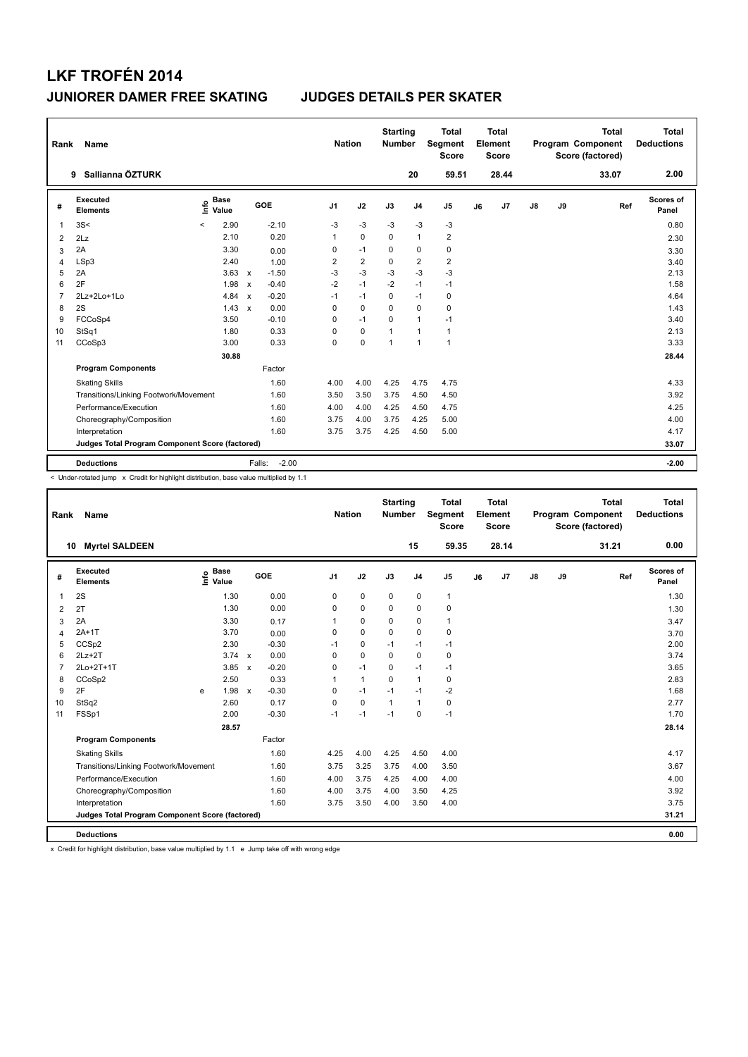# LKF TROFÉN 2014

## JUNIORER DAMER FREE SKATING — JUDGES DETAILS PER SKATER

| Rank | Name | Nation | Starting Number | Total Segment Score | Total Element Score | Total Program Component Score (factored) | Total Deductions |
|---|---|---|---|---|---|---|---|
| 9 | Sallianna ÖZTURK | | 20 | 59.51 | 28.44 | 33.07 | 2.00 |

| # | Executed Elements | Info | Base Value | | GOE | J1 | J2 | J3 | J4 | J5 | J6 | J7 | J8 | J9 | Ref | Scores of Panel |
|---|---|---|---|---|---|---|---|---|---|---|---|---|---|---|---|---|
| 1 | 3S< | < | 2.90 | | -2.10 | -3 | -3 | -3 | -3 | -3 | | | | | | 0.80 |
| 2 | 2Lz | | 2.10 | | 0.20 | 1 | 0 | 0 | 1 | 2 | | | | | | 2.30 |
| 3 | 2A | | 3.30 | | 0.00 | 0 | -1 | 0 | 0 | 0 | | | | | | 3.30 |
| 4 | LSp3 | | 2.40 | | 1.00 | 2 | 2 | 0 | 2 | 2 | | | | | | 3.40 |
| 5 | 2A | | 3.63 | x | -1.50 | -3 | -3 | -3 | -3 | -3 | | | | | | 2.13 |
| 6 | 2F | | 1.98 | x | -0.40 | -2 | -1 | -2 | -1 | -1 | | | | | | 1.58 |
| 7 | 2Lz+2Lo+1Lo | | 4.84 | x | -0.20 | -1 | -1 | 0 | -1 | 0 | | | | | | 4.64 |
| 8 | 2S | | 1.43 | x | 0.00 | 0 | 0 | 0 | 0 | 0 | | | | | | 1.43 |
| 9 | FCCoSp4 | | 3.50 | | -0.10 | 0 | -1 | 0 | 1 | -1 | | | | | | 3.40 |
| 10 | StSq1 | | 1.80 | | 0.33 | 0 | 0 | 1 | 1 | 1 | | | | | | 2.13 |
| 11 | CCoSp3 | | 3.00 | | 0.33 | 0 | 0 | 1 | 1 | 1 | | | | | | 3.33 |
| | | | 30.88 | | | | | | | | | | | | | 28.44 |
| | **Program Components** | | | | Factor | | | | | | | | | | | |
| | Skating Skills | | | | 1.60 | 4.00 | 4.00 | 4.25 | 4.75 | 4.75 | | | | | | 4.33 |
| | Transitions/Linking Footwork/Movement | | | | 1.60 | 3.50 | 3.50 | 3.75 | 4.50 | 4.50 | | | | | | 3.92 |
| | Performance/Execution | | | | 1.60 | 4.00 | 4.00 | 4.25 | 4.50 | 4.75 | | | | | | 4.25 |
| | Choreography/Composition | | | | 1.60 | 3.75 | 4.00 | 3.75 | 4.25 | 5.00 | | | | | | 4.00 |
| | Interpretation | | | | 1.60 | 3.75 | 3.75 | 4.25 | 4.50 | 5.00 | | | | | | 4.17 |
| | **Judges Total Program Component Score (factored)** | | | | | | | | | | | | | | | 33.07 |
| | **Deductions** | | | | Falls: -2.00 | | | | | | | | | | | -2.00 |

< Under-rotated jump x Credit for highlight distribution, base value multiplied by 1.1

| Rank | Name | Nation | Starting Number | Total Segment Score | Total Element Score | Total Program Component Score (factored) | Total Deductions |
|---|---|---|---|---|---|---|---|
| 10 | Myrtel SALDEEN | | 15 | 59.35 | 28.14 | 31.21 | 0.00 |

| # | Executed Elements | Info | Base Value | | GOE | J1 | J2 | J3 | J4 | J5 | J6 | J7 | J8 | J9 | Ref | Scores of Panel |
|---|---|---|---|---|---|---|---|---|---|---|---|---|---|---|---|---|
| 1 | 2S | | 1.30 | | 0.00 | 0 | 0 | 0 | 0 | 1 | | | | | | 1.30 |
| 2 | 2T | | 1.30 | | 0.00 | 0 | 0 | 0 | 0 | 0 | | | | | | 1.30 |
| 3 | 2A | | 3.30 | | 0.17 | 1 | 0 | 0 | 0 | 1 | | | | | | 3.47 |
| 4 | 2A+1T | | 3.70 | | 0.00 | 0 | 0 | 0 | 0 | 0 | | | | | | 3.70 |
| 5 | CCSp2 | | 2.30 | | -0.30 | -1 | 0 | -1 | -1 | -1 | | | | | | 2.00 |
| 6 | 2Lz+2T | | 3.74 | x | 0.00 | 0 | 0 | 0 | 0 | 0 | | | | | | 3.74 |
| 7 | 2Lo+2T+1T | | 3.85 | x | -0.20 | 0 | -1 | 0 | -1 | -1 | | | | | | 3.65 |
| 8 | CCoSp2 | | 2.50 | | 0.33 | 1 | 1 | 0 | 1 | 0 | | | | | | 2.83 |
| 9 | 2F | e | 1.98 | x | -0.30 | 0 | -1 | -1 | -1 | -2 | | | | | | 1.68 |
| 10 | StSq2 | | 2.60 | | 0.17 | 0 | 0 | 1 | 1 | 0 | | | | | | 2.77 |
| 11 | FSSp1 | | 2.00 | | -0.30 | -1 | -1 | -1 | 0 | -1 | | | | | | 1.70 |
| | | | 28.57 | | | | | | | | | | | | | 28.14 |
| | **Program Components** | | | | Factor | | | | | | | | | | | |
| | Skating Skills | | | | 1.60 | 4.25 | 4.00 | 4.25 | 4.50 | 4.00 | | | | | | 4.17 |
| | Transitions/Linking Footwork/Movement | | | | 1.60 | 3.75 | 3.25 | 3.75 | 4.00 | 3.50 | | | | | | 3.67 |
| | Performance/Execution | | | | 1.60 | 4.00 | 3.75 | 4.25 | 4.00 | 4.00 | | | | | | 4.00 |
| | Choreography/Composition | | | | 1.60 | 4.00 | 3.75 | 4.00 | 3.50 | 4.25 | | | | | | 3.92 |
| | Interpretation | | | | 1.60 | 3.75 | 3.50 | 4.00 | 3.50 | 4.00 | | | | | | 3.75 |
| | **Judges Total Program Component Score (factored)** | | | | | | | | | | | | | | | 31.21 |
| | **Deductions** | | | | | | | | | | | | | | | 0.00 |

x Credit for highlight distribution, base value multiplied by 1.1 e Jump take off with wrong edge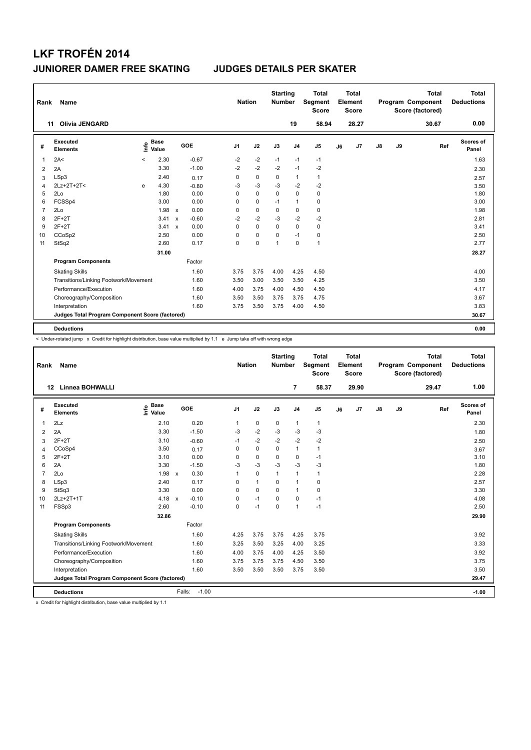# LKF TROFÉN 2014

## JUNIORER DAMER FREE SKATING　　JUDGES DETAILS PER SKATER

| Rank | Name | Nation | Starting Number | Total Segment Score | Total Element Score | Total Program Component Score (factored) | Total Deductions |
|---|---|---|---|---|---|---|---|
| 11 | Olivia JENGARD | | 19 | 58.94 | 28.27 | 30.67 | 0.00 |

| # | Executed Elements | Info | Base Value | | GOE | J1 | J2 | J3 | J4 | J5 | J6 | J7 | J8 | J9 | Ref | Scores of Panel |
|---|---|---|---|---|---|---|---|---|---|---|---|---|---|---|---|---|
| 1 | 2A< | < | 2.30 | | -0.67 | -2 | -2 | -1 | -1 | -1 | | | | | | 1.63 |
| 2 | 2A | | 3.30 | | -1.00 | -2 | -2 | -2 | -1 | -2 | | | | | | 2.30 |
| 3 | LSp3 | | 2.40 | | 0.17 | 0 | 0 | 0 | 1 | 1 | | | | | | 2.57 |
| 4 | 2Lz+2T+2T< | e | 4.30 | | -0.80 | -3 | -3 | -3 | -2 | -2 | | | | | | 3.50 |
| 5 | 2Lo | | 1.80 | | 0.00 | 0 | 0 | 0 | 0 | 0 | | | | | | 1.80 |
| 6 | FCSSp4 | | 3.00 | | 0.00 | 0 | 0 | -1 | 1 | 0 | | | | | | 3.00 |
| 7 | 2Lo | | 1.98 | x | 0.00 | 0 | 0 | 0 | 0 | 0 | | | | | | 1.98 |
| 8 | 2F+2T | | 3.41 | x | -0.60 | -2 | -2 | -3 | -2 | -2 | | | | | | 2.81 |
| 9 | 2F+2T | | 3.41 | x | 0.00 | 0 | 0 | 0 | 0 | 0 | | | | | | 3.41 |
| 10 | CCoSp2 | | 2.50 | | 0.00 | 0 | 0 | 0 | -1 | 0 | | | | | | 2.50 |
| 11 | StSq2 | | 2.60 | | 0.17 | 0 | 0 | 1 | 0 | 1 | | | | | | 2.77 |
| | | | 31.00 | | | | | | | | | | | | | 28.27 |
| | **Program Components** | | | | Factor | | | | | | | | | | | |
| | Skating Skills | | | | 1.60 | 3.75 | 3.75 | 4.00 | 4.25 | 4.50 | | | | | | 4.00 |
| | Transitions/Linking Footwork/Movement | | | | 1.60 | 3.50 | 3.00 | 3.50 | 3.50 | 4.25 | | | | | | 3.50 |
| | Performance/Execution | | | | 1.60 | 4.00 | 3.75 | 4.00 | 4.50 | 4.50 | | | | | | 4.17 |
| | Choreography/Composition | | | | 1.60 | 3.50 | 3.50 | 3.75 | 3.75 | 4.75 | | | | | | 3.67 |
| | Interpretation | | | | 1.60 | 3.75 | 3.50 | 3.75 | 4.00 | 4.50 | | | | | | 3.83 |
| | **Judges Total Program Component Score (factored)** | | | | | | | | | | | | | | | 30.67 |
| | **Deductions** | | | | | | | | | | | | | | | 0.00 |

< Under-rotated jump　x Credit for highlight distribution, base value multiplied by 1.1　e Jump take off with wrong edge

| Rank | Name | Nation | Starting Number | Total Segment Score | Total Element Score | Total Program Component Score (factored) | Total Deductions |
|---|---|---|---|---|---|---|---|
| 12 | Linnea BOHWALLI | | 7 | 58.37 | 29.90 | 29.47 | 1.00 |

| # | Executed Elements | Info | Base Value | | GOE | J1 | J2 | J3 | J4 | J5 | J6 | J7 | J8 | J9 | Ref | Scores of Panel |
|---|---|---|---|---|---|---|---|---|---|---|---|---|---|---|---|---|
| 1 | 2Lz | | 2.10 | | 0.20 | 1 | 0 | 0 | 1 | 1 | | | | | | 2.30 |
| 2 | 2A | | 3.30 | | -1.50 | -3 | -2 | -3 | -3 | -3 | | | | | | 1.80 |
| 3 | 2F+2T | | 3.10 | | -0.60 | -1 | -2 | -2 | -2 | -2 | | | | | | 2.50 |
| 4 | CCoSp4 | | 3.50 | | 0.17 | 0 | 0 | 0 | 1 | 1 | | | | | | 3.67 |
| 5 | 2F+2T | | 3.10 | | 0.00 | 0 | 0 | 0 | 0 | -1 | | | | | | 3.10 |
| 6 | 2A | | 3.30 | | -1.50 | -3 | -3 | -3 | -3 | -3 | | | | | | 1.80 |
| 7 | 2Lo | | 1.98 | x | 0.30 | 1 | 0 | 1 | 1 | 1 | | | | | | 2.28 |
| 8 | LSp3 | | 2.40 | | 0.17 | 0 | 1 | 0 | 1 | 0 | | | | | | 2.57 |
| 9 | StSq3 | | 3.30 | | 0.00 | 0 | 0 | 0 | 1 | 0 | | | | | | 3.30 |
| 10 | 2Lz+2T+1T | | 4.18 | x | -0.10 | 0 | -1 | 0 | 0 | -1 | | | | | | 4.08 |
| 11 | FSSp3 | | 2.60 | | -0.10 | 0 | -1 | 0 | 1 | -1 | | | | | | 2.50 |
| | | | 32.86 | | | | | | | | | | | | | 29.90 |
| | **Program Components** | | | | Factor | | | | | | | | | | | |
| | Skating Skills | | | | 1.60 | 4.25 | 3.75 | 3.75 | 4.25 | 3.75 | | | | | | 3.92 |
| | Transitions/Linking Footwork/Movement | | | | 1.60 | 3.25 | 3.50 | 3.25 | 4.00 | 3.25 | | | | | | 3.33 |
| | Performance/Execution | | | | 1.60 | 4.00 | 3.75 | 4.00 | 4.25 | 3.50 | | | | | | 3.92 |
| | Choreography/Composition | | | | 1.60 | 3.75 | 3.75 | 3.75 | 4.50 | 3.50 | | | | | | 3.75 |
| | Interpretation | | | | 1.60 | 3.50 | 3.50 | 3.50 | 3.75 | 3.50 | | | | | | 3.50 |
| | **Judges Total Program Component Score (factored)** | | | | | | | | | | | | | | | 29.47 |
| | **Deductions** | | | Falls: | -1.00 | | | | | | | | | | | -1.00 |

x Credit for highlight distribution, base value multiplied by 1.1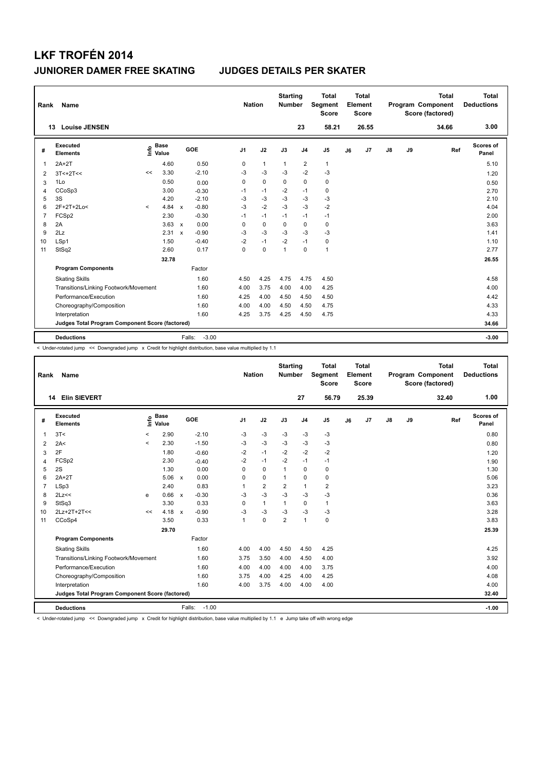# LKF TROFÉN 2014

## JUNIORER DAMER FREE SKATING JUDGES DETAILS PER SKATER

| Rank | Name | Nation | Starting Number | Total Segment Score | Total Element Score | Total Program Component Score (factored) | Total Deductions |
|---|---|---|---|---|---|---|---|
| 13 | Louise JENSEN | | 23 | 58.21 | 26.55 | 34.66 | 3.00 |

| # | Executed Elements | Info | Base Value | | GOE | J1 | J2 | J3 | J4 | J5 | J6 | J7 | J8 | J9 | Ref | Scores of Panel |
|---|---|---|---|---|---|---|---|---|---|---|---|---|---|---|---|---|
| 1 | 2A+2T | | 4.60 | | 0.50 | 0 | 1 | 1 | 2 | 1 | | | | | | 5.10 |
| 2 | 3T<+2T<< | << | 3.30 | | -2.10 | -3 | -3 | -3 | -2 | -3 | | | | | | 1.20 |
| 3 | 1Lo | | 0.50 | | 0.00 | 0 | 0 | 0 | 0 | 0 | | | | | | 0.50 |
| 4 | CCoSp3 | | 3.00 | | -0.30 | -1 | -1 | -2 | -1 | 0 | | | | | | 2.70 |
| 5 | 3S | | 4.20 | | -2.10 | -3 | -3 | -3 | -3 | -3 | | | | | | 2.10 |
| 6 | 2F+2T+2Lo< | < | 4.84 | x | -0.80 | -3 | -2 | -3 | -3 | -2 | | | | | | 4.04 |
| 7 | FCSp2 | | 2.30 | | -0.30 | -1 | -1 | -1 | -1 | -1 | | | | | | 2.00 |
| 8 | 2A | | 3.63 | x | 0.00 | 0 | 0 | 0 | 0 | 0 | | | | | | 3.63 |
| 9 | 2Lz | | 2.31 | x | -0.90 | -3 | -3 | -3 | -3 | -3 | | | | | | 1.41 |
| 10 | LSp1 | | 1.50 | | -0.40 | -2 | -1 | -2 | -1 | 0 | | | | | | 1.10 |
| 11 | StSq2 | | 2.60 | | 0.17 | 0 | 0 | 1 | 0 | 1 | | | | | | 2.77 |
| | | | 32.78 | | | | | | | | | | | | | 26.55 |
| | **Program Components** | | | | Factor | | | | | | | | | | | |
| | Skating Skills | | | | 1.60 | 4.50 | 4.25 | 4.75 | 4.75 | 4.50 | | | | | | 4.58 |
| | Transitions/Linking Footwork/Movement | | | | 1.60 | 4.00 | 3.75 | 4.00 | 4.00 | 4.25 | | | | | | 4.00 |
| | Performance/Execution | | | | 1.60 | 4.25 | 4.00 | 4.50 | 4.50 | 4.50 | | | | | | 4.42 |
| | Choreography/Composition | | | | 1.60 | 4.00 | 4.00 | 4.50 | 4.50 | 4.75 | | | | | | 4.33 |
| | Interpretation | | | | 1.60 | 4.25 | 3.75 | 4.25 | 4.50 | 4.75 | | | | | | 4.33 |
| | **Judges Total Program Component Score (factored)** | | | | | | | | | | | | | | | 34.66 |
| | **Deductions** | | | | Falls: -3.00 | | | | | | | | | | | -3.00 |

< Under-rotated jump << Downgraded jump x Credit for highlight distribution, base value multiplied by 1.1

| Rank | Name | Nation | Starting Number | Total Segment Score | Total Element Score | Total Program Component Score (factored) | Total Deductions |
|---|---|---|---|---|---|---|---|
| 14 | Elin SIEVERT | | 27 | 56.79 | 25.39 | 32.40 | 1.00 |

| # | Executed Elements | Info | Base Value | | GOE | J1 | J2 | J3 | J4 | J5 | J6 | J7 | J8 | J9 | Ref | Scores of Panel |
|---|---|---|---|---|---|---|---|---|---|---|---|---|---|---|---|---|
| 1 | 3T< | < | 2.90 | | -2.10 | -3 | -3 | -3 | -3 | -3 | | | | | | 0.80 |
| 2 | 2A< | < | 2.30 | | -1.50 | -3 | -3 | -3 | -3 | -3 | | | | | | 0.80 |
| 3 | 2F | | 1.80 | | -0.60 | -2 | -1 | -2 | -2 | -2 | | | | | | 1.20 |
| 4 | FCSp2 | | 2.30 | | -0.40 | -2 | -1 | -2 | -1 | -1 | | | | | | 1.90 |
| 5 | 2S | | 1.30 | | 0.00 | 0 | 0 | 1 | 0 | 0 | | | | | | 1.30 |
| 6 | 2A+2T | | 5.06 | x | 0.00 | 0 | 0 | 1 | 0 | 0 | | | | | | 5.06 |
| 7 | LSp3 | | 2.40 | | 0.83 | 1 | 2 | 2 | 1 | 2 | | | | | | 3.23 |
| 8 | 2Lz<< | e | 0.66 | x | -0.30 | -3 | -3 | -3 | -3 | -3 | | | | | | 0.36 |
| 9 | StSq3 | | 3.30 | | 0.33 | 0 | 1 | 1 | 0 | 1 | | | | | | 3.63 |
| 10 | 2Lz+2T+2T<< | << | 4.18 | x | -0.90 | -3 | -3 | -3 | -3 | -3 | | | | | | 3.28 |
| 11 | CCoSp4 | | 3.50 | | 0.33 | 1 | 0 | 2 | 1 | 0 | | | | | | 3.83 |
| | | | 29.70 | | | | | | | | | | | | | 25.39 |
| | **Program Components** | | | | Factor | | | | | | | | | | | |
| | Skating Skills | | | | 1.60 | 4.00 | 4.00 | 4.50 | 4.50 | 4.25 | | | | | | 4.25 |
| | Transitions/Linking Footwork/Movement | | | | 1.60 | 3.75 | 3.50 | 4.00 | 4.50 | 4.00 | | | | | | 3.92 |
| | Performance/Execution | | | | 1.60 | 4.00 | 4.00 | 4.00 | 4.00 | 3.75 | | | | | | 4.00 |
| | Choreography/Composition | | | | 1.60 | 3.75 | 4.00 | 4.25 | 4.00 | 4.25 | | | | | | 4.08 |
| | Interpretation | | | | 1.60 | 4.00 | 3.75 | 4.00 | 4.00 | 4.00 | | | | | | 4.00 |
| | **Judges Total Program Component Score (factored)** | | | | | | | | | | | | | | | 32.40 |
| | **Deductions** | | | | Falls: -1.00 | | | | | | | | | | | -1.00 |

< Under-rotated jump << Downgraded jump x Credit for highlight distribution, base value multiplied by 1.1 e Jump take off with wrong edge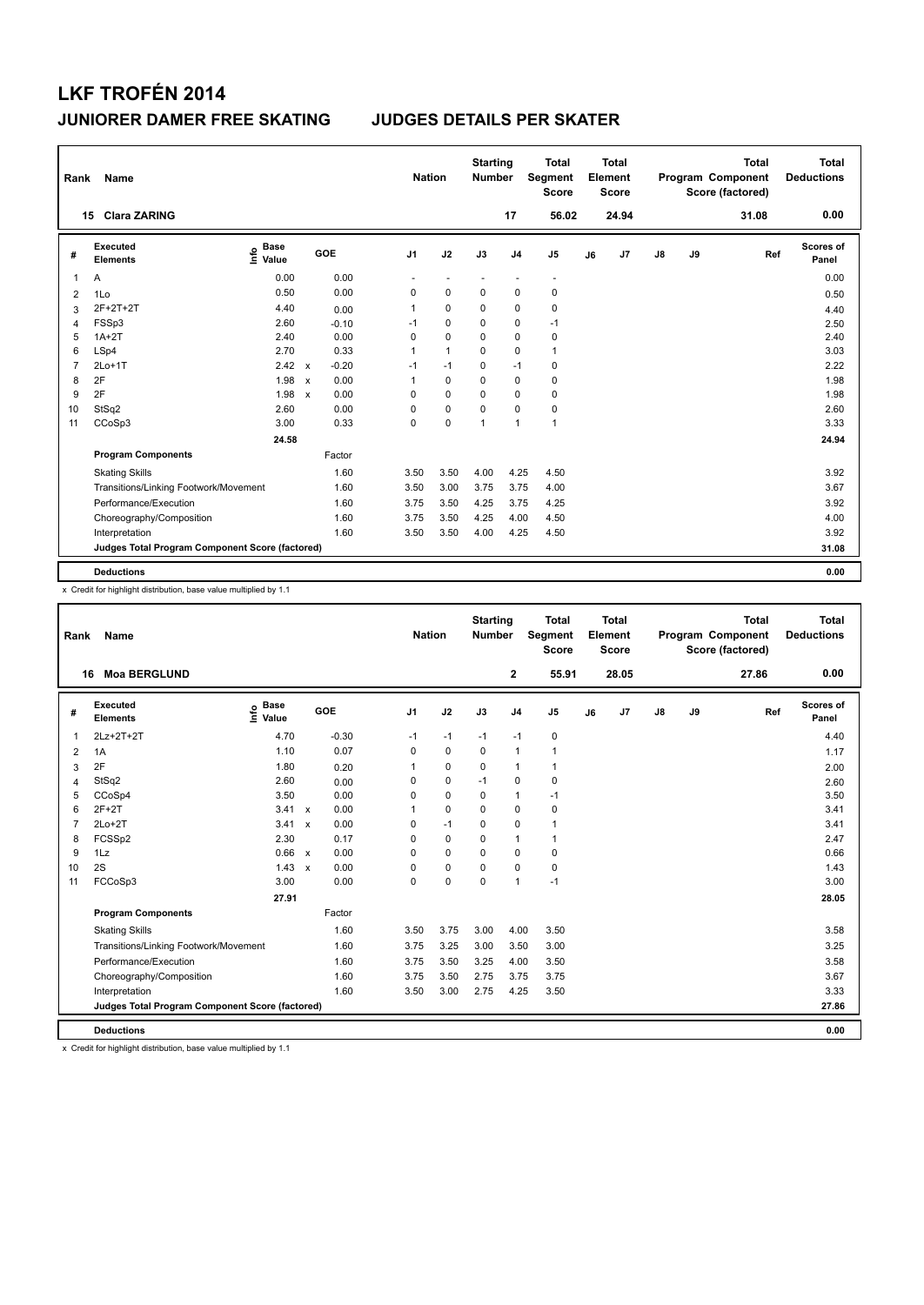# LKF TROFÉN 2014

## JUNIORER DAMER FREE SKATING — JUDGES DETAILS PER SKATER

| Rank | Name | Nation | Starting Number | Total Segment Score | Total Element Score | Total Program Component Score (factored) | Total Deductions |
|---|---|---|---|---|---|---|---|
| 15 | Clara ZARING | | 17 | 56.02 | 24.94 | 31.08 | 0.00 |

| # | Executed Elements | Info | Base Value | | GOE | J1 | J2 | J3 | J4 | J5 | J6 | J7 | J8 | J9 | Ref | Scores of Panel |
|---|---|---|---|---|---|---|---|---|---|---|---|---|---|---|---|---|
| 1 | A | | 0.00 | | 0.00 | - | - | - | - | - | | | | | | 0.00 |
| 2 | 1Lo | | 0.50 | | 0.00 | 0 | 0 | 0 | 0 | 0 | | | | | | 0.50 |
| 3 | 2F+2T+2T | | 4.40 | | 0.00 | 1 | 0 | 0 | 0 | 0 | | | | | | 4.40 |
| 4 | FSSp3 | | 2.60 | | -0.10 | -1 | 0 | 0 | 0 | -1 | | | | | | 2.50 |
| 5 | 1A+2T | | 2.40 | | 0.00 | 0 | 0 | 0 | 0 | 0 | | | | | | 2.40 |
| 6 | LSp4 | | 2.70 | | 0.33 | 1 | 1 | 0 | 0 | 1 | | | | | | 3.03 |
| 7 | 2Lo+1T | | 2.42 | x | -0.20 | -1 | -1 | 0 | -1 | 0 | | | | | | 2.22 |
| 8 | 2F | | 1.98 | x | 0.00 | 1 | 0 | 0 | 0 | 0 | | | | | | 1.98 |
| 9 | 2F | | 1.98 | x | 0.00 | 0 | 0 | 0 | 0 | 0 | | | | | | 1.98 |
| 10 | StSq2 | | 2.60 | | 0.00 | 0 | 0 | 0 | 0 | 0 | | | | | | 2.60 |
| 11 | CCoSp3 | | 3.00 | | 0.33 | 0 | 0 | 1 | 1 | 1 | | | | | | 3.33 |
| | | | 24.58 | | | | | | | | | | | | | 24.94 |
| | **Program Components** | | | | Factor | | | | | | | | | | | |
| | Skating Skills | | | | 1.60 | 3.50 | 3.50 | 4.00 | 4.25 | 4.50 | | | | | | 3.92 |
| | Transitions/Linking Footwork/Movement | | | | 1.60 | 3.50 | 3.00 | 3.75 | 3.75 | 4.00 | | | | | | 3.67 |
| | Performance/Execution | | | | 1.60 | 3.75 | 3.50 | 4.25 | 3.75 | 4.25 | | | | | | 3.92 |
| | Choreography/Composition | | | | 1.60 | 3.75 | 3.50 | 4.25 | 4.00 | 4.50 | | | | | | 4.00 |
| | Interpretation | | | | 1.60 | 3.50 | 3.50 | 4.00 | 4.25 | 4.50 | | | | | | 3.92 |
| | **Judges Total Program Component Score (factored)** | | | | | | | | | | | | | | | 31.08 |
| | **Deductions** | | | | | | | | | | | | | | | 0.00 |

x Credit for highlight distribution, base value multiplied by 1.1

| Rank | Name | Nation | Starting Number | Total Segment Score | Total Element Score | Total Program Component Score (factored) | Total Deductions |
|---|---|---|---|---|---|---|---|
| 16 | Moa BERGLUND | | 2 | 55.91 | 28.05 | 27.86 | 0.00 |

| # | Executed Elements | Info | Base Value | | GOE | J1 | J2 | J3 | J4 | J5 | J6 | J7 | J8 | J9 | Ref | Scores of Panel |
|---|---|---|---|---|---|---|---|---|---|---|---|---|---|---|---|---|
| 1 | 2Lz+2T+2T | | 4.70 | | -0.30 | -1 | -1 | -1 | -1 | 0 | | | | | | 4.40 |
| 2 | 1A | | 1.10 | | 0.07 | 0 | 0 | 0 | 1 | 1 | | | | | | 1.17 |
| 3 | 2F | | 1.80 | | 0.20 | 1 | 0 | 0 | 1 | 1 | | | | | | 2.00 |
| 4 | StSq2 | | 2.60 | | 0.00 | 0 | 0 | -1 | 0 | 0 | | | | | | 2.60 |
| 5 | CCoSp4 | | 3.50 | | 0.00 | 0 | 0 | 0 | 1 | -1 | | | | | | 3.50 |
| 6 | 2F+2T | | 3.41 | x | 0.00 | 1 | 0 | 0 | 0 | 0 | | | | | | 3.41 |
| 7 | 2Lo+2T | | 3.41 | x | 0.00 | 0 | -1 | 0 | 0 | 1 | | | | | | 3.41 |
| 8 | FCSSp2 | | 2.30 | | 0.17 | 0 | 0 | 0 | 1 | 1 | | | | | | 2.47 |
| 9 | 1Lz | | 0.66 | x | 0.00 | 0 | 0 | 0 | 0 | 0 | | | | | | 0.66 |
| 10 | 2S | | 1.43 | x | 0.00 | 0 | 0 | 0 | 0 | 0 | | | | | | 1.43 |
| 11 | FCCoSp3 | | 3.00 | | 0.00 | 0 | 0 | 0 | 1 | -1 | | | | | | 3.00 |
| | | | 27.91 | | | | | | | | | | | | | 28.05 |
| | **Program Components** | | | | Factor | | | | | | | | | | | |
| | Skating Skills | | | | 1.60 | 3.50 | 3.75 | 3.00 | 4.00 | 3.50 | | | | | | 3.58 |
| | Transitions/Linking Footwork/Movement | | | | 1.60 | 3.75 | 3.25 | 3.00 | 3.50 | 3.00 | | | | | | 3.25 |
| | Performance/Execution | | | | 1.60 | 3.75 | 3.50 | 3.25 | 4.00 | 3.50 | | | | | | 3.58 |
| | Choreography/Composition | | | | 1.60 | 3.75 | 3.50 | 2.75 | 3.75 | 3.75 | | | | | | 3.67 |
| | Interpretation | | | | 1.60 | 3.50 | 3.00 | 2.75 | 4.25 | 3.50 | | | | | | 3.33 |
| | **Judges Total Program Component Score (factored)** | | | | | | | | | | | | | | | 27.86 |
| | **Deductions** | | | | | | | | | | | | | | | 0.00 |

x Credit for highlight distribution, base value multiplied by 1.1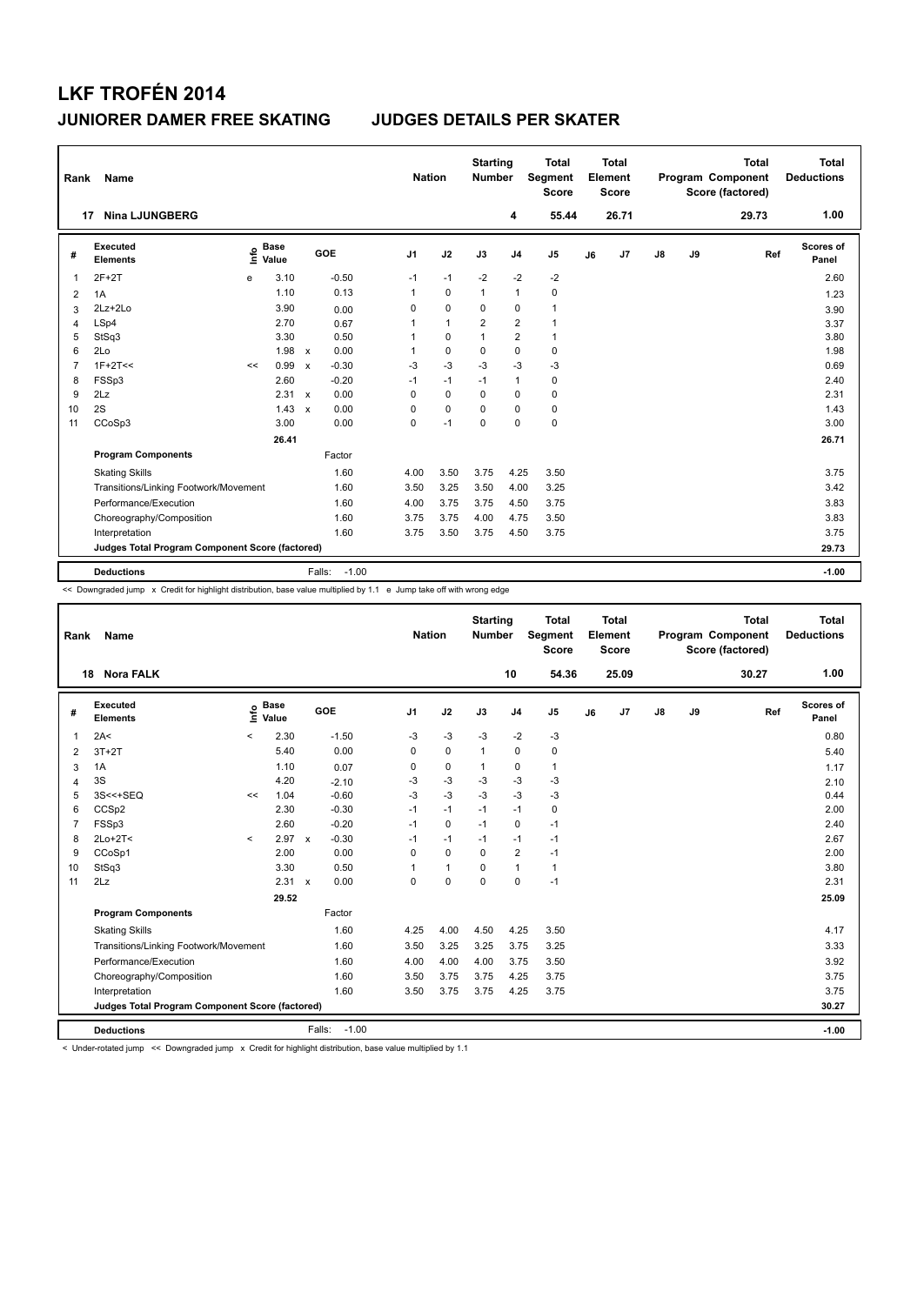# LKF TROFÉN 2014

## JUNIORER DAMER FREE SKATING JUDGES DETAILS PER SKATER

| Rank | Name | Nation | Starting Number | Total Segment Score | Total Element Score | Total Program Component Score (factored) | Total Deductions |
|---|---|---|---|---|---|---|---|
| 17 | Nina LJUNGBERG | | 4 | 55.44 | 26.71 | 29.73 | 1.00 |

| # | Executed Elements | Info | Base Value | | GOE | J1 | J2 | J3 | J4 | J5 | J6 | J7 | J8 | J9 | Ref | Scores of Panel |
|---|---|---|---|---|---|---|---|---|---|---|---|---|---|---|---|---|
| 1 | 2F+2T | e | 3.10 | | -0.50 | -1 | -1 | -2 | -2 | -2 | | | | | | 2.60 |
| 2 | 1A | | 1.10 | | 0.13 | 1 | 0 | 1 | 1 | 0 | | | | | | 1.23 |
| 3 | 2Lz+2Lo | | 3.90 | | 0.00 | 0 | 0 | 0 | 0 | 1 | | | | | | 3.90 |
| 4 | LSp4 | | 2.70 | | 0.67 | 1 | 1 | 2 | 2 | 1 | | | | | | 3.37 |
| 5 | StSq3 | | 3.30 | | 0.50 | 1 | 0 | 1 | 2 | 1 | | | | | | 3.80 |
| 6 | 2Lo | | 1.98 | x | 0.00 | 1 | 0 | 0 | 0 | 0 | | | | | | 1.98 |
| 7 | 1F+2T<< | << | 0.99 | x | -0.30 | -3 | -3 | -3 | -3 | -3 | | | | | | 0.69 |
| 8 | FSSp3 | | 2.60 | | -0.20 | -1 | -1 | -1 | 1 | 0 | | | | | | 2.40 |
| 9 | 2Lz | | 2.31 | x | 0.00 | 0 | 0 | 0 | 0 | 0 | | | | | | 2.31 |
| 10 | 2S | | 1.43 | x | 0.00 | 0 | 0 | 0 | 0 | 0 | | | | | | 1.43 |
| 11 | CCoSp3 | | 3.00 | | 0.00 | 0 | -1 | 0 | 0 | 0 | | | | | | 3.00 |
| | | | 26.41 | | | | | | | | | | | | | 26.71 |
| | **Program Components** | | | | Factor | | | | | | | | | | | |
| | Skating Skills | | | | 1.60 | 4.00 | 3.50 | 3.75 | 4.25 | 3.50 | | | | | | 3.75 |
| | Transitions/Linking Footwork/Movement | | | | 1.60 | 3.50 | 3.25 | 3.50 | 4.00 | 3.25 | | | | | | 3.42 |
| | Performance/Execution | | | | 1.60 | 4.00 | 3.75 | 3.75 | 4.50 | 3.75 | | | | | | 3.83 |
| | Choreography/Composition | | | | 1.60 | 3.75 | 3.75 | 4.00 | 4.75 | 3.50 | | | | | | 3.83 |
| | Interpretation | | | | 1.60 | 3.75 | 3.50 | 3.75 | 4.50 | 3.75 | | | | | | 3.75 |
| | **Judges Total Program Component Score (factored)** | | | | | | | | | | | | | | | 29.73 |
| | **Deductions** | | | | Falls: -1.00 | | | | | | | | | | | -1.00 |

<< Downgraded jump x Credit for highlight distribution, base value multiplied by 1.1 e Jump take off with wrong edge

| Rank | Name | Nation | Starting Number | Total Segment Score | Total Element Score | Total Program Component Score (factored) | Total Deductions |
|---|---|---|---|---|---|---|---|
| 18 | Nora FALK | | 10 | 54.36 | 25.09 | 30.27 | 1.00 |

| # | Executed Elements | Info | Base Value | | GOE | J1 | J2 | J3 | J4 | J5 | J6 | J7 | J8 | J9 | Ref | Scores of Panel |
|---|---|---|---|---|---|---|---|---|---|---|---|---|---|---|---|---|
| 1 | 2A< | < | 2.30 | | -1.50 | -3 | -3 | -3 | -2 | -3 | | | | | | 0.80 |
| 2 | 3T+2T | | 5.40 | | 0.00 | 0 | 0 | 1 | 0 | 0 | | | | | | 5.40 |
| 3 | 1A | | 1.10 | | 0.07 | 0 | 0 | 1 | 0 | 1 | | | | | | 1.17 |
| 4 | 3S | | 4.20 | | -2.10 | -3 | -3 | -3 | -3 | -3 | | | | | | 2.10 |
| 5 | 3S<<+SEQ | << | 1.04 | | -0.60 | -3 | -3 | -3 | -3 | -3 | | | | | | 0.44 |
| 6 | CCSp2 | | 2.30 | | -0.30 | -1 | -1 | -1 | -1 | 0 | | | | | | 2.00 |
| 7 | FSSp3 | | 2.60 | | -0.20 | -1 | 0 | -1 | 0 | -1 | | | | | | 2.40 |
| 8 | 2Lo+2T< | < | 2.97 | x | -0.30 | -1 | -1 | -1 | -1 | -1 | | | | | | 2.67 |
| 9 | CCoSp1 | | 2.00 | | 0.00 | 0 | 0 | 0 | 2 | -1 | | | | | | 2.00 |
| 10 | StSq3 | | 3.30 | | 0.50 | 1 | 1 | 0 | 1 | 1 | | | | | | 3.80 |
| 11 | 2Lz | | 2.31 | x | 0.00 | 0 | 0 | 0 | 0 | -1 | | | | | | 2.31 |
| | | | 29.52 | | | | | | | | | | | | | 25.09 |
| | **Program Components** | | | | Factor | | | | | | | | | | | |
| | Skating Skills | | | | 1.60 | 4.25 | 4.00 | 4.50 | 4.25 | 3.50 | | | | | | 4.17 |
| | Transitions/Linking Footwork/Movement | | | | 1.60 | 3.50 | 3.25 | 3.25 | 3.75 | 3.25 | | | | | | 3.33 |
| | Performance/Execution | | | | 1.60 | 4.00 | 4.00 | 4.00 | 3.75 | 3.50 | | | | | | 3.92 |
| | Choreography/Composition | | | | 1.60 | 3.50 | 3.75 | 3.75 | 4.25 | 3.75 | | | | | | 3.75 |
| | Interpretation | | | | 1.60 | 3.50 | 3.75 | 3.75 | 4.25 | 3.75 | | | | | | 3.75 |
| | **Judges Total Program Component Score (factored)** | | | | | | | | | | | | | | | 30.27 |
| | **Deductions** | | | | Falls: -1.00 | | | | | | | | | | | -1.00 |

< Under-rotated jump << Downgraded jump x Credit for highlight distribution, base value multiplied by 1.1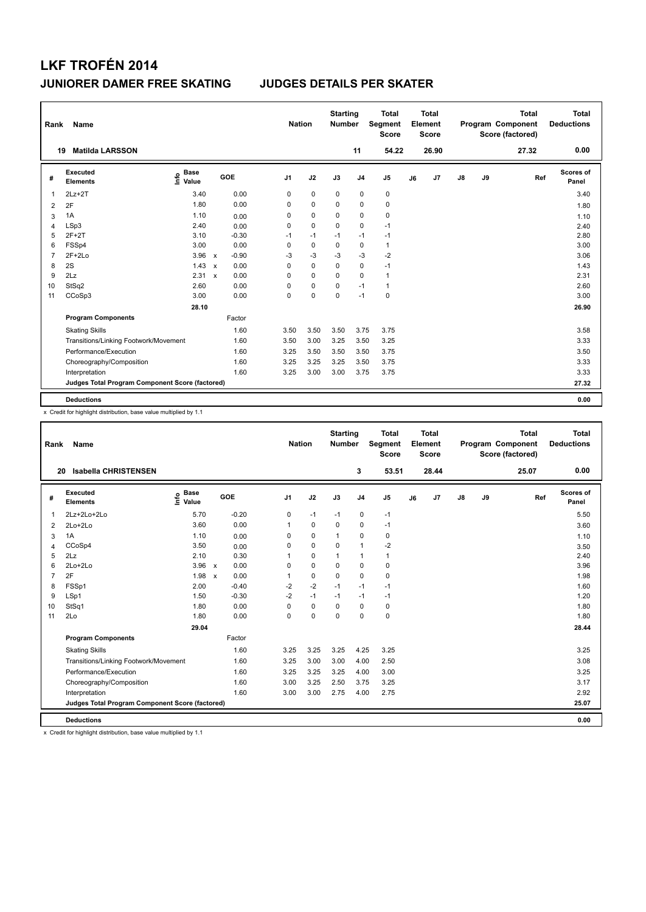# LKF TROFÉN 2014

## JUNIORER DAMER FREE SKATING JUDGES DETAILS PER SKATER

| Rank | Name | Nation | Starting Number | Total Segment Score | Total Element Score | Total Program Component Score (factored) | Total Deductions |
|---|---|---|---|---|---|---|---|
| 19 | Matilda LARSSON | | 11 | 54.22 | 26.90 | 27.32 | 0.00 |

| # | Executed Elements | Info | Base Value | | GOE | J1 | J2 | J3 | J4 | J5 | J6 | J7 | J8 | J9 | Ref | Scores of Panel |
|---|---|---|---|---|---|---|---|---|---|---|---|---|---|---|---|---|
| 1 | 2Lz+2T | | 3.40 | | 0.00 | 0 | 0 | 0 | 0 | 0 | | | | | | 3.40 |
| 2 | 2F | | 1.80 | | 0.00 | 0 | 0 | 0 | 0 | 0 | | | | | | 1.80 |
| 3 | 1A | | 1.10 | | 0.00 | 0 | 0 | 0 | 0 | 0 | | | | | | 1.10 |
| 4 | LSp3 | | 2.40 | | 0.00 | 0 | 0 | 0 | 0 | -1 | | | | | | 2.40 |
| 5 | 2F+2T | | 3.10 | | -0.30 | -1 | -1 | -1 | -1 | -1 | | | | | | 2.80 |
| 6 | FSSp4 | | 3.00 | | 0.00 | 0 | 0 | 0 | 0 | 1 | | | | | | 3.00 |
| 7 | 2F+2Lo | | 3.96 | x | -0.90 | -3 | -3 | -3 | -3 | -2 | | | | | | 3.06 |
| 8 | 2S | | 1.43 | x | 0.00 | 0 | 0 | 0 | 0 | -1 | | | | | | 1.43 |
| 9 | 2Lz | | 2.31 | x | 0.00 | 0 | 0 | 0 | 0 | 1 | | | | | | 2.31 |
| 10 | StSq2 | | 2.60 | | 0.00 | 0 | 0 | 0 | -1 | 1 | | | | | | 2.60 |
| 11 | CCoSp3 | | 3.00 | | 0.00 | 0 | 0 | 0 | -1 | 0 | | | | | | 3.00 |
| | | | 28.10 | | | | | | | | | | | | | 26.90 |
| | **Program Components** | | | | Factor | | | | | | | | | | | |
| | Skating Skills | | | | 1.60 | 3.50 | 3.50 | 3.50 | 3.75 | 3.75 | | | | | | 3.58 |
| | Transitions/Linking Footwork/Movement | | | | 1.60 | 3.50 | 3.00 | 3.25 | 3.50 | 3.25 | | | | | | 3.33 |
| | Performance/Execution | | | | 1.60 | 3.25 | 3.50 | 3.50 | 3.50 | 3.75 | | | | | | 3.50 |
| | Choreography/Composition | | | | 1.60 | 3.25 | 3.25 | 3.25 | 3.50 | 3.75 | | | | | | 3.33 |
| | Interpretation | | | | 1.60 | 3.25 | 3.00 | 3.00 | 3.75 | 3.75 | | | | | | 3.33 |
| | **Judges Total Program Component Score (factored)** | | | | | | | | | | | | | | | 27.32 |
| | **Deductions** | | | | | | | | | | | | | | | 0.00 |

x Credit for highlight distribution, base value multiplied by 1.1

| Rank | Name | Nation | Starting Number | Total Segment Score | Total Element Score | Total Program Component Score (factored) | Total Deductions |
|---|---|---|---|---|---|---|---|
| 20 | Isabella CHRISTENSEN | | 3 | 53.51 | 28.44 | 25.07 | 0.00 |

| # | Executed Elements | Info | Base Value | | GOE | J1 | J2 | J3 | J4 | J5 | J6 | J7 | J8 | J9 | Ref | Scores of Panel |
|---|---|---|---|---|---|---|---|---|---|---|---|---|---|---|---|---|
| 1 | 2Lz+2Lo+2Lo | | 5.70 | | -0.20 | 0 | -1 | -1 | 0 | -1 | | | | | | 5.50 |
| 2 | 2Lo+2Lo | | 3.60 | | 0.00 | 1 | 0 | 0 | 0 | -1 | | | | | | 3.60 |
| 3 | 1A | | 1.10 | | 0.00 | 0 | 0 | 1 | 0 | 0 | | | | | | 1.10 |
| 4 | CCoSp4 | | 3.50 | | 0.00 | 0 | 0 | 0 | 1 | -2 | | | | | | 3.50 |
| 5 | 2Lz | | 2.10 | | 0.30 | 1 | 0 | 1 | 1 | 1 | | | | | | 2.40 |
| 6 | 2Lo+2Lo | | 3.96 | x | 0.00 | 0 | 0 | 0 | 0 | 0 | | | | | | 3.96 |
| 7 | 2F | | 1.98 | x | 0.00 | 1 | 0 | 0 | 0 | 0 | | | | | | 1.98 |
| 8 | FSSp1 | | 2.00 | | -0.40 | -2 | -2 | -1 | -1 | -1 | | | | | | 1.60 |
| 9 | LSp1 | | 1.50 | | -0.30 | -2 | -1 | -1 | -1 | -1 | | | | | | 1.20 |
| 10 | StSq1 | | 1.80 | | 0.00 | 0 | 0 | 0 | 0 | 0 | | | | | | 1.80 |
| 11 | 2Lo | | 1.80 | | 0.00 | 0 | 0 | 0 | 0 | 0 | | | | | | 1.80 |
| | | | 29.04 | | | | | | | | | | | | | 28.44 |
| | **Program Components** | | | | Factor | | | | | | | | | | | |
| | Skating Skills | | | | 1.60 | 3.25 | 3.25 | 3.25 | 4.25 | 3.25 | | | | | | 3.25 |
| | Transitions/Linking Footwork/Movement | | | | 1.60 | 3.25 | 3.00 | 3.00 | 4.00 | 2.50 | | | | | | 3.08 |
| | Performance/Execution | | | | 1.60 | 3.25 | 3.25 | 3.25 | 4.00 | 3.00 | | | | | | 3.25 |
| | Choreography/Composition | | | | 1.60 | 3.00 | 3.25 | 2.50 | 3.75 | 3.25 | | | | | | 3.17 |
| | Interpretation | | | | 1.60 | 3.00 | 3.00 | 2.75 | 4.00 | 2.75 | | | | | | 2.92 |
| | **Judges Total Program Component Score (factored)** | | | | | | | | | | | | | | | 25.07 |
| | **Deductions** | | | | | | | | | | | | | | | 0.00 |

x Credit for highlight distribution, base value multiplied by 1.1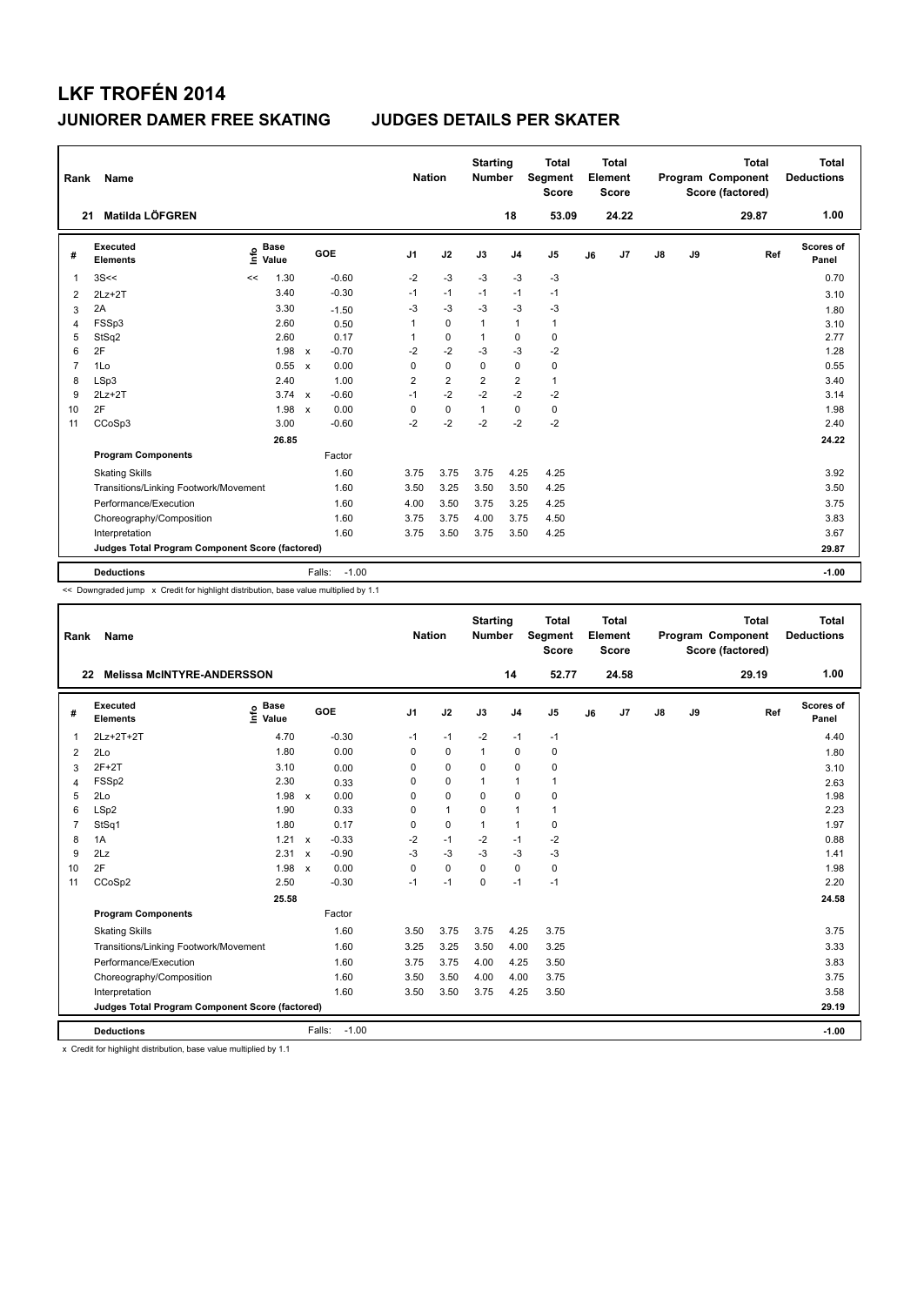# LKF TROFÉN 2014

## JUNIORER DAMER FREE SKATING — JUDGES DETAILS PER SKATER

| Rank | Name | Nation | Starting Number | Total Segment Score | Total Element Score | Total Program Component Score (factored) | Total Deductions |
|---|---|---|---|---|---|---|---|
| 21 | Matilda LÖFGREN | | 18 | 53.09 | 24.22 | 29.87 | 1.00 |

| # | Executed Elements | Info | Base Value | | GOE | J1 | J2 | J3 | J4 | J5 | J6 | J7 | J8 | J9 | Ref | Scores of Panel |
|---|---|---|---|---|---|---|---|---|---|---|---|---|---|---|---|---|
| 1 | 3S<< | << | 1.30 | | -0.60 | -2 | -3 | -3 | -3 | -3 | | | | | | 0.70 |
| 2 | 2Lz+2T | | 3.40 | | -0.30 | -1 | -1 | -1 | -1 | -1 | | | | | | 3.10 |
| 3 | 2A | | 3.30 | | -1.50 | -3 | -3 | -3 | -3 | -3 | | | | | | 1.80 |
| 4 | FSSp3 | | 2.60 | | 0.50 | 1 | 0 | 1 | 1 | 1 | | | | | | 3.10 |
| 5 | StSq2 | | 2.60 | | 0.17 | 1 | 0 | 1 | 0 | 0 | | | | | | 2.77 |
| 6 | 2F | | 1.98 | x | -0.70 | -2 | -2 | -3 | -3 | -2 | | | | | | 1.28 |
| 7 | 1Lo | | 0.55 | x | 0.00 | 0 | 0 | 0 | 0 | 0 | | | | | | 0.55 |
| 8 | LSp3 | | 2.40 | | 1.00 | 2 | 2 | 2 | 2 | 1 | | | | | | 3.40 |
| 9 | 2Lz+2T | | 3.74 | x | -0.60 | -1 | -2 | -2 | -2 | -2 | | | | | | 3.14 |
| 10 | 2F | | 1.98 | x | 0.00 | 0 | 0 | 1 | 0 | 0 | | | | | | 1.98 |
| 11 | CCoSp3 | | 3.00 | | -0.60 | -2 | -2 | -2 | -2 | -2 | | | | | | 2.40 |
| | | | 26.85 | | | | | | | | | | | | | 24.22 |
| | **Program Components** | | | | Factor | | | | | | | | | | | |
| | Skating Skills | | | | 1.60 | 3.75 | 3.75 | 3.75 | 4.25 | 4.25 | | | | | | 3.92 |
| | Transitions/Linking Footwork/Movement | | | | 1.60 | 3.50 | 3.25 | 3.50 | 3.50 | 4.25 | | | | | | 3.50 |
| | Performance/Execution | | | | 1.60 | 4.00 | 3.50 | 3.75 | 3.25 | 4.25 | | | | | | 3.75 |
| | Choreography/Composition | | | | 1.60 | 3.75 | 3.75 | 4.00 | 3.75 | 4.50 | | | | | | 3.83 |
| | Interpretation | | | | 1.60 | 3.75 | 3.50 | 3.75 | 3.50 | 4.25 | | | | | | 3.67 |
| | **Judges Total Program Component Score (factored)** | | | | | | | | | | | | | | | 29.87 |
| | **Deductions** | | | | Falls: -1.00 | | | | | | | | | | | -1.00 |

<< Downgraded jump x Credit for highlight distribution, base value multiplied by 1.1

| Rank | Name | Nation | Starting Number | Total Segment Score | Total Element Score | Total Program Component Score (factored) | Total Deductions |
|---|---|---|---|---|---|---|---|
| 22 | Melissa McINTYRE-ANDERSSON | | 14 | 52.77 | 24.58 | 29.19 | 1.00 |

| # | Executed Elements | Info | Base Value | | GOE | J1 | J2 | J3 | J4 | J5 | J6 | J7 | J8 | J9 | Ref | Scores of Panel |
|---|---|---|---|---|---|---|---|---|---|---|---|---|---|---|---|---|
| 1 | 2Lz+2T+2T | | 4.70 | | -0.30 | -1 | -1 | -2 | -1 | -1 | | | | | | 4.40 |
| 2 | 2Lo | | 1.80 | | 0.00 | 0 | 0 | 1 | 0 | 0 | | | | | | 1.80 |
| 3 | 2F+2T | | 3.10 | | 0.00 | 0 | 0 | 0 | 0 | 0 | | | | | | 3.10 |
| 4 | FSSp2 | | 2.30 | | 0.33 | 0 | 0 | 1 | 1 | 1 | | | | | | 2.63 |
| 5 | 2Lo | | 1.98 | x | 0.00 | 0 | 0 | 0 | 0 | 0 | | | | | | 1.98 |
| 6 | LSp2 | | 1.90 | | 0.33 | 0 | 1 | 0 | 1 | 1 | | | | | | 2.23 |
| 7 | StSq1 | | 1.80 | | 0.17 | 0 | 0 | 1 | 1 | 0 | | | | | | 1.97 |
| 8 | 1A | | 1.21 | x | -0.33 | -2 | -1 | -2 | -1 | -2 | | | | | | 0.88 |
| 9 | 2Lz | | 2.31 | x | -0.90 | -3 | -3 | -3 | -3 | -3 | | | | | | 1.41 |
| 10 | 2F | | 1.98 | x | 0.00 | 0 | 0 | 0 | 0 | 0 | | | | | | 1.98 |
| 11 | CCoSp2 | | 2.50 | | -0.30 | -1 | -1 | 0 | -1 | -1 | | | | | | 2.20 |
| | | | 25.58 | | | | | | | | | | | | | 24.58 |
| | **Program Components** | | | | Factor | | | | | | | | | | | |
| | Skating Skills | | | | 1.60 | 3.50 | 3.75 | 3.75 | 4.25 | 3.75 | | | | | | 3.75 |
| | Transitions/Linking Footwork/Movement | | | | 1.60 | 3.25 | 3.25 | 3.50 | 4.00 | 3.25 | | | | | | 3.33 |
| | Performance/Execution | | | | 1.60 | 3.75 | 3.75 | 4.00 | 4.25 | 3.50 | | | | | | 3.83 |
| | Choreography/Composition | | | | 1.60 | 3.50 | 3.50 | 4.00 | 4.00 | 3.75 | | | | | | 3.75 |
| | Interpretation | | | | 1.60 | 3.50 | 3.50 | 3.75 | 4.25 | 3.50 | | | | | | 3.58 |
| | **Judges Total Program Component Score (factored)** | | | | | | | | | | | | | | | 29.19 |
| | **Deductions** | | | | Falls: -1.00 | | | | | | | | | | | -1.00 |

x Credit for highlight distribution, base value multiplied by 1.1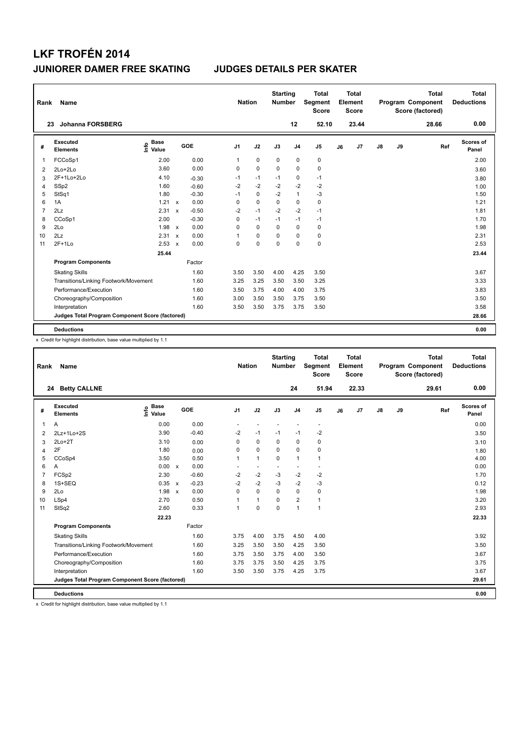# LKF TROFÉN 2014

## JUNIORER DAMER FREE SKATING — JUDGES DETAILS PER SKATER

| Rank | Name | Nation | Starting Number | Total Segment Score | Total Element Score | Total Program Component Score (factored) | Total Deductions |
|---|---|---|---|---|---|---|---|
| 23 | Johanna FORSBERG | | 12 | 52.10 | 23.44 | 28.66 | 0.00 |

| # | Executed Elements | Info | Base Value | | GOE | J1 | J2 | J3 | J4 | J5 | J6 | J7 | J8 | J9 | Ref | Scores of Panel |
|---|---|---|---|---|---|---|---|---|---|---|---|---|---|---|---|---|
| 1 | FCCoSp1 | | 2.00 | | 0.00 | 1 | 0 | 0 | 0 | 0 | | | | | | 2.00 |
| 2 | 2Lo+2Lo | | 3.60 | | 0.00 | 0 | 0 | 0 | 0 | 0 | | | | | | 3.60 |
| 3 | 2F+1Lo+2Lo | | 4.10 | | -0.30 | -1 | -1 | -1 | 0 | -1 | | | | | | 3.80 |
| 4 | SSp2 | | 1.60 | | -0.60 | -2 | -2 | -2 | -2 | -2 | | | | | | 1.00 |
| 5 | StSq1 | | 1.80 | | -0.30 | -1 | 0 | -2 | 1 | -3 | | | | | | 1.50 |
| 6 | 1A | | 1.21 | x | 0.00 | 0 | 0 | 0 | 0 | 0 | | | | | | 1.21 |
| 7 | 2Lz | | 2.31 | x | -0.50 | -2 | -1 | -2 | -2 | -1 | | | | | | 1.81 |
| 8 | CCoSp1 | | 2.00 | | -0.30 | 0 | -1 | -1 | -1 | -1 | | | | | | 1.70 |
| 9 | 2Lo | | 1.98 | x | 0.00 | 0 | 0 | 0 | 0 | 0 | | | | | | 1.98 |
| 10 | 2Lz | | 2.31 | x | 0.00 | 1 | 0 | 0 | 0 | 0 | | | | | | 2.31 |
| 11 | 2F+1Lo | | 2.53 | x | 0.00 | 0 | 0 | 0 | 0 | 0 | | | | | | 2.53 |
| | | | 25.44 | | | | | | | | | | | | | 23.44 |
| | **Program Components** | | | | Factor | | | | | | | | | | | |
| | Skating Skills | | | | 1.60 | 3.50 | 3.50 | 4.00 | 4.25 | 3.50 | | | | | | 3.67 |
| | Transitions/Linking Footwork/Movement | | | | 1.60 | 3.25 | 3.25 | 3.50 | 3.50 | 3.25 | | | | | | 3.33 |
| | Performance/Execution | | | | 1.60 | 3.50 | 3.75 | 4.00 | 4.00 | 3.75 | | | | | | 3.83 |
| | Choreography/Composition | | | | 1.60 | 3.00 | 3.50 | 3.50 | 3.75 | 3.50 | | | | | | 3.50 |
| | Interpretation | | | | 1.60 | 3.50 | 3.50 | 3.75 | 3.75 | 3.50 | | | | | | 3.58 |
| | **Judges Total Program Component Score (factored)** | | | | | | | | | | | | | | | 28.66 |
| | **Deductions** | | | | | | | | | | | | | | | 0.00 |

x Credit for highlight distribution, base value multiplied by 1.1

| Rank | Name | Nation | Starting Number | Total Segment Score | Total Element Score | Total Program Component Score (factored) | Total Deductions |
|---|---|---|---|---|---|---|---|
| 24 | Betty CALLNE | | 24 | 51.94 | 22.33 | 29.61 | 0.00 |

| # | Executed Elements | Info | Base Value | | GOE | J1 | J2 | J3 | J4 | J5 | J6 | J7 | J8 | J9 | Ref | Scores of Panel |
|---|---|---|---|---|---|---|---|---|---|---|---|---|---|---|---|---|
| 1 | A | | 0.00 | | 0.00 | - | - | - | - | - | | | | | | 0.00 |
| 2 | 2Lz+1Lo+2S | | 3.90 | | -0.40 | -2 | -1 | -1 | -1 | -2 | | | | | | 3.50 |
| 3 | 2Lo+2T | | 3.10 | | 0.00 | 0 | 0 | 0 | 0 | 0 | | | | | | 3.10 |
| 4 | 2F | | 1.80 | | 0.00 | 0 | 0 | 0 | 0 | 0 | | | | | | 1.80 |
| 5 | CCoSp4 | | 3.50 | | 0.50 | 1 | 1 | 0 | 1 | 1 | | | | | | 4.00 |
| 6 | A | | 0.00 | x | 0.00 | - | - | - | - | - | | | | | | 0.00 |
| 7 | FCSp2 | | 2.30 | | -0.60 | -2 | -2 | -3 | -2 | -2 | | | | | | 1.70 |
| 8 | 1S+SEQ | | 0.35 | x | -0.23 | -2 | -2 | -3 | -2 | -3 | | | | | | 0.12 |
| 9 | 2Lo | | 1.98 | x | 0.00 | 0 | 0 | 0 | 0 | 0 | | | | | | 1.98 |
| 10 | LSp4 | | 2.70 | | 0.50 | 1 | 1 | 0 | 2 | 1 | | | | | | 3.20 |
| 11 | StSq2 | | 2.60 | | 0.33 | 1 | 0 | 0 | 1 | 1 | | | | | | 2.93 |
| | | | 22.23 | | | | | | | | | | | | | 22.33 |
| | **Program Components** | | | | Factor | | | | | | | | | | | |
| | Skating Skills | | | | 1.60 | 3.75 | 4.00 | 3.75 | 4.50 | 4.00 | | | | | | 3.92 |
| | Transitions/Linking Footwork/Movement | | | | 1.60 | 3.25 | 3.50 | 3.50 | 4.25 | 3.50 | | | | | | 3.50 |
| | Performance/Execution | | | | 1.60 | 3.75 | 3.50 | 3.75 | 4.00 | 3.50 | | | | | | 3.67 |
| | Choreography/Composition | | | | 1.60 | 3.75 | 3.75 | 3.50 | 4.25 | 3.75 | | | | | | 3.75 |
| | Interpretation | | | | 1.60 | 3.50 | 3.50 | 3.75 | 4.25 | 3.75 | | | | | | 3.67 |
| | **Judges Total Program Component Score (factored)** | | | | | | | | | | | | | | | 29.61 |
| | **Deductions** | | | | | | | | | | | | | | | 0.00 |

x Credit for highlight distribution, base value multiplied by 1.1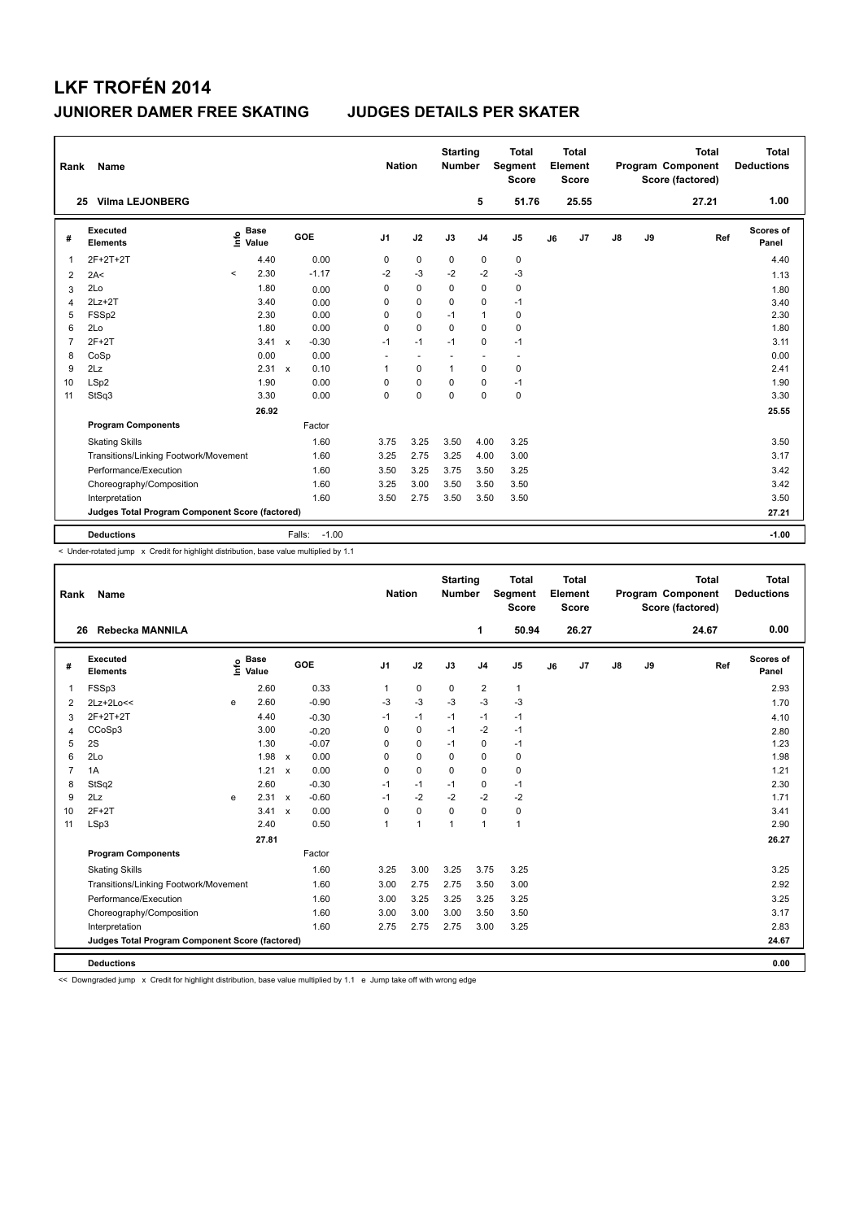# LKF TROFÉN 2014

## JUNIORER DAMER FREE SKATING — JUDGES DETAILS PER SKATER

| Rank | Name | Nation | Starting Number | Total Segment Score | Total Element Score | Total Program Component Score (factored) | Total Deductions |
|---|---|---|---|---|---|---|---|
| 25 | Vilma LEJONBERG | | 5 | 51.76 | 25.55 | 27.21 | 1.00 |

| # | Executed Elements | Info | Base Value | | GOE | J1 | J2 | J3 | J4 | J5 | J6 | J7 | J8 | J9 | Ref | Scores of Panel |
|---|---|---|---|---|---|---|---|---|---|---|---|---|---|---|---|---|
| 1 | 2F+2T+2T | | 4.40 | | 0.00 | 0 | 0 | 0 | 0 | 0 | | | | | | 4.40 |
| 2 | 2A< | < | 2.30 | | -1.17 | -2 | -3 | -2 | -2 | -3 | | | | | | 1.13 |
| 3 | 2Lo | | 1.80 | | 0.00 | 0 | 0 | 0 | 0 | 0 | | | | | | 1.80 |
| 4 | 2Lz+2T | | 3.40 | | 0.00 | 0 | 0 | 0 | 0 | -1 | | | | | | 3.40 |
| 5 | FSSp2 | | 2.30 | | 0.00 | 0 | 0 | -1 | 1 | 0 | | | | | | 2.30 |
| 6 | 2Lo | | 1.80 | | 0.00 | 0 | 0 | 0 | 0 | 0 | | | | | | 1.80 |
| 7 | 2F+2T | | 3.41 | x | -0.30 | -1 | -1 | -1 | 0 | -1 | | | | | | 3.11 |
| 8 | CoSp | | 0.00 | | 0.00 | - | - | - | - | - | | | | | | 0.00 |
| 9 | 2Lz | | 2.31 | x | 0.10 | 1 | 0 | 1 | 0 | 0 | | | | | | 2.41 |
| 10 | LSp2 | | 1.90 | | 0.00 | 0 | 0 | 0 | 0 | -1 | | | | | | 1.90 |
| 11 | StSq3 | | 3.30 | | 0.00 | 0 | 0 | 0 | 0 | 0 | | | | | | 3.30 |
| | | | 26.92 | | | | | | | | | | | | | 25.55 |
| | **Program Components** | | | | Factor | | | | | | | | | | | |
| | Skating Skills | | | | 1.60 | 3.75 | 3.25 | 3.50 | 4.00 | 3.25 | | | | | | 3.50 |
| | Transitions/Linking Footwork/Movement | | | | 1.60 | 3.25 | 2.75 | 3.25 | 4.00 | 3.00 | | | | | | 3.17 |
| | Performance/Execution | | | | 1.60 | 3.50 | 3.25 | 3.75 | 3.50 | 3.25 | | | | | | 3.42 |
| | Choreography/Composition | | | | 1.60 | 3.25 | 3.00 | 3.50 | 3.50 | 3.50 | | | | | | 3.42 |
| | Interpretation | | | | 1.60 | 3.50 | 2.75 | 3.50 | 3.50 | 3.50 | | | | | | 3.50 |
| | **Judges Total Program Component Score (factored)** | | | | | | | | | | | | | | | 27.21 |
| | **Deductions** | | | | Falls: -1.00 | | | | | | | | | | | -1.00 |

< Under-rotated jump x Credit for highlight distribution, base value multiplied by 1.1

| Rank | Name | Nation | Starting Number | Total Segment Score | Total Element Score | Total Program Component Score (factored) | Total Deductions |
|---|---|---|---|---|---|---|---|
| 26 | Rebecka MANNILA | | 1 | 50.94 | 26.27 | 24.67 | 0.00 |

| # | Executed Elements | Info | Base Value | | GOE | J1 | J2 | J3 | J4 | J5 | J6 | J7 | J8 | J9 | Ref | Scores of Panel |
|---|---|---|---|---|---|---|---|---|---|---|---|---|---|---|---|---|
| 1 | FSSp3 | | 2.60 | | 0.33 | 1 | 0 | 0 | 2 | 1 | | | | | | 2.93 |
| 2 | 2Lz+2Lo<< | e | 2.60 | | -0.90 | -3 | -3 | -3 | -3 | -3 | | | | | | 1.70 |
| 3 | 2F+2T+2T | | 4.40 | | -0.30 | -1 | -1 | -1 | -1 | -1 | | | | | | 4.10 |
| 4 | CCoSp3 | | 3.00 | | -0.20 | 0 | 0 | -1 | -2 | -1 | | | | | | 2.80 |
| 5 | 2S | | 1.30 | | -0.07 | 0 | 0 | -1 | 0 | -1 | | | | | | 1.23 |
| 6 | 2Lo | | 1.98 | x | 0.00 | 0 | 0 | 0 | 0 | 0 | | | | | | 1.98 |
| 7 | 1A | | 1.21 | x | 0.00 | 0 | 0 | 0 | 0 | 0 | | | | | | 1.21 |
| 8 | StSq2 | | 2.60 | | -0.30 | -1 | -1 | -1 | 0 | -1 | | | | | | 2.30 |
| 9 | 2Lz | e | 2.31 | x | -0.60 | -1 | -2 | -2 | -2 | -2 | | | | | | 1.71 |
| 10 | 2F+2T | | 3.41 | x | 0.00 | 0 | 0 | 0 | 0 | 0 | | | | | | 3.41 |
| 11 | LSp3 | | 2.40 | | 0.50 | 1 | 1 | 1 | 1 | 1 | | | | | | 2.90 |
| | | | 27.81 | | | | | | | | | | | | | 26.27 |
| | **Program Components** | | | | Factor | | | | | | | | | | | |
| | Skating Skills | | | | 1.60 | 3.25 | 3.00 | 3.25 | 3.75 | 3.25 | | | | | | 3.25 |
| | Transitions/Linking Footwork/Movement | | | | 1.60 | 3.00 | 2.75 | 2.75 | 3.50 | 3.00 | | | | | | 2.92 |
| | Performance/Execution | | | | 1.60 | 3.00 | 3.25 | 3.25 | 3.25 | 3.25 | | | | | | 3.25 |
| | Choreography/Composition | | | | 1.60 | 3.00 | 3.00 | 3.00 | 3.50 | 3.50 | | | | | | 3.17 |
| | Interpretation | | | | 1.60 | 2.75 | 2.75 | 2.75 | 3.00 | 3.25 | | | | | | 2.83 |
| | **Judges Total Program Component Score (factored)** | | | | | | | | | | | | | | | 24.67 |
| | **Deductions** | | | | | | | | | | | | | | | 0.00 |

<< Downgraded jump x Credit for highlight distribution, base value multiplied by 1.1 e Jump take off with wrong edge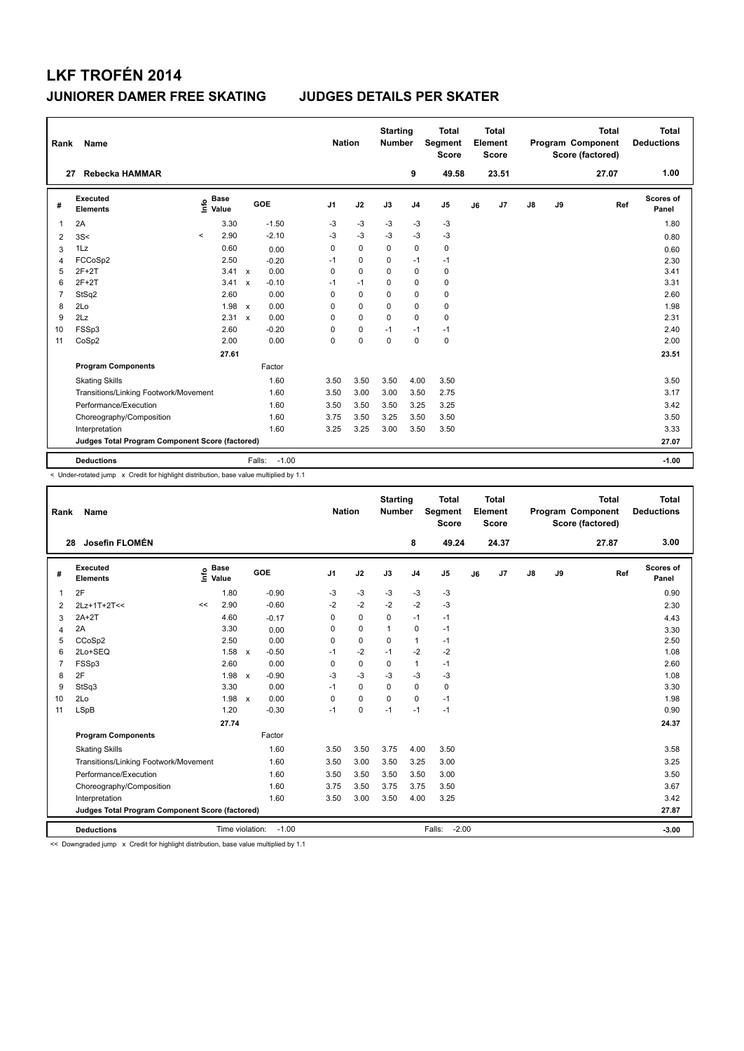# LKF TROFÉN 2014

## JUNIORER DAMER FREE SKATING    JUDGES DETAILS PER SKATER

| Rank | Name | Nation | Starting Number | Total Segment Score | Total Element Score | Total Program Component Score (factored) | Total Deductions |
|---|---|---|---|---|---|---|---|
| 27 | Rebecka HAMMAR | | 9 | 49.58 | 23.51 | 27.07 | 1.00 |

| # | Executed Elements | Info | Base Value | | GOE | J1 | J2 | J3 | J4 | J5 | J6 | J7 | J8 | J9 | Ref | Scores of Panel |
|---|---|---|---|---|---|---|---|---|---|---|---|---|---|---|---|---|
| 1 | 2A | | 3.30 | | -1.50 | -3 | -3 | -3 | -3 | -3 | | | | | | 1.80 |
| 2 | 3S< | < | 2.90 | | -2.10 | -3 | -3 | -3 | -3 | -3 | | | | | | 0.80 |
| 3 | 1Lz | | 0.60 | | 0.00 | 0 | 0 | 0 | 0 | 0 | | | | | | 0.60 |
| 4 | FCCoSp2 | | 2.50 | | -0.20 | -1 | 0 | 0 | -1 | -1 | | | | | | 2.30 |
| 5 | 2F+2T | | 3.41 | x | 0.00 | 0 | 0 | 0 | 0 | 0 | | | | | | 3.41 |
| 6 | 2F+2T | | 3.41 | x | -0.10 | -1 | -1 | 0 | 0 | 0 | | | | | | 3.31 |
| 7 | StSq2 | | 2.60 | | 0.00 | 0 | 0 | 0 | 0 | 0 | | | | | | 2.60 |
| 8 | 2Lo | | 1.98 | x | 0.00 | 0 | 0 | 0 | 0 | 0 | | | | | | 1.98 |
| 9 | 2Lz | | 2.31 | x | 0.00 | 0 | 0 | 0 | 0 | 0 | | | | | | 2.31 |
| 10 | FSSp3 | | 2.60 | | -0.20 | 0 | 0 | -1 | -1 | -1 | | | | | | 2.40 |
| 11 | CoSp2 | | 2.00 | | 0.00 | 0 | 0 | 0 | 0 | 0 | | | | | | 2.00 |
| | | | 27.61 | | | | | | | | | | | | | 23.51 |
| | **Program Components** | | | | Factor | | | | | | | | | | | |
| | Skating Skills | | | | 1.60 | 3.50 | 3.50 | 3.50 | 4.00 | 3.50 | | | | | | 3.50 |
| | Transitions/Linking Footwork/Movement | | | | 1.60 | 3.50 | 3.00 | 3.00 | 3.50 | 2.75 | | | | | | 3.17 |
| | Performance/Execution | | | | 1.60 | 3.50 | 3.50 | 3.50 | 3.25 | 3.25 | | | | | | 3.42 |
| | Choreography/Composition | | | | 1.60 | 3.75 | 3.50 | 3.25 | 3.50 | 3.50 | | | | | | 3.50 |
| | Interpretation | | | | 1.60 | 3.25 | 3.25 | 3.00 | 3.50 | 3.50 | | | | | | 3.33 |
| | **Judges Total Program Component Score (factored)** | | | | | | | | | | | | | | | 27.07 |
| | **Deductions** | | | | Falls: -1.00 | | | | | | | | | | | -1.00 |

< Under-rotated jump x Credit for highlight distribution, base value multiplied by 1.1

| Rank | Name | Nation | Starting Number | Total Segment Score | Total Element Score | Total Program Component Score (factored) | Total Deductions |
|---|---|---|---|---|---|---|---|
| 28 | Josefin FLOMÉN | | 8 | 49.24 | 24.37 | 27.87 | 3.00 |

| # | Executed Elements | Info | Base Value | | GOE | J1 | J2 | J3 | J4 | J5 | J6 | J7 | J8 | J9 | Ref | Scores of Panel |
|---|---|---|---|---|---|---|---|---|---|---|---|---|---|---|---|---|
| 1 | 2F | | 1.80 | | -0.90 | -3 | -3 | -3 | -3 | -3 | | | | | | 0.90 |
| 2 | 2Lz+1T+2T<< | << | 2.90 | | -0.60 | -2 | -2 | -2 | -2 | -3 | | | | | | 2.30 |
| 3 | 2A+2T | | 4.60 | | -0.17 | 0 | 0 | 0 | -1 | -1 | | | | | | 4.43 |
| 4 | 2A | | 3.30 | | 0.00 | 0 | 0 | 1 | 0 | -1 | | | | | | 3.30 |
| 5 | CCoSp2 | | 2.50 | | 0.00 | 0 | 0 | 0 | 1 | -1 | | | | | | 2.50 |
| 6 | 2Lo+SEQ | | 1.58 | x | -0.50 | -1 | -2 | -1 | -2 | -2 | | | | | | 1.08 |
| 7 | FSSp3 | | 2.60 | | 0.00 | 0 | 0 | 0 | 1 | -1 | | | | | | 2.60 |
| 8 | 2F | | 1.98 | x | -0.90 | -3 | -3 | -3 | -3 | -3 | | | | | | 1.08 |
| 9 | StSq3 | | 3.30 | | 0.00 | -1 | 0 | 0 | 0 | 0 | | | | | | 3.30 |
| 10 | 2Lo | | 1.98 | x | 0.00 | 0 | 0 | 0 | 0 | -1 | | | | | | 1.98 |
| 11 | LSpB | | 1.20 | | -0.30 | -1 | 0 | -1 | -1 | -1 | | | | | | 0.90 |
| | | | 27.74 | | | | | | | | | | | | | 24.37 |
| | **Program Components** | | | | Factor | | | | | | | | | | | |
| | Skating Skills | | | | 1.60 | 3.50 | 3.50 | 3.75 | 4.00 | 3.50 | | | | | | 3.58 |
| | Transitions/Linking Footwork/Movement | | | | 1.60 | 3.50 | 3.00 | 3.50 | 3.25 | 3.00 | | | | | | 3.25 |
| | Performance/Execution | | | | 1.60 | 3.50 | 3.50 | 3.50 | 3.50 | 3.00 | | | | | | 3.50 |
| | Choreography/Composition | | | | 1.60 | 3.75 | 3.50 | 3.75 | 3.75 | 3.50 | | | | | | 3.67 |
| | Interpretation | | | | 1.60 | 3.50 | 3.00 | 3.50 | 4.00 | 3.25 | | | | | | 3.42 |
| | **Judges Total Program Component Score (factored)** | | | | | | | | | | | | | | | 27.87 |
| | **Deductions** | | | | Time violation: -1.00 | | | | | Falls: -2.00 | | | | | | -3.00 |

<< Downgraded jump x Credit for highlight distribution, base value multiplied by 1.1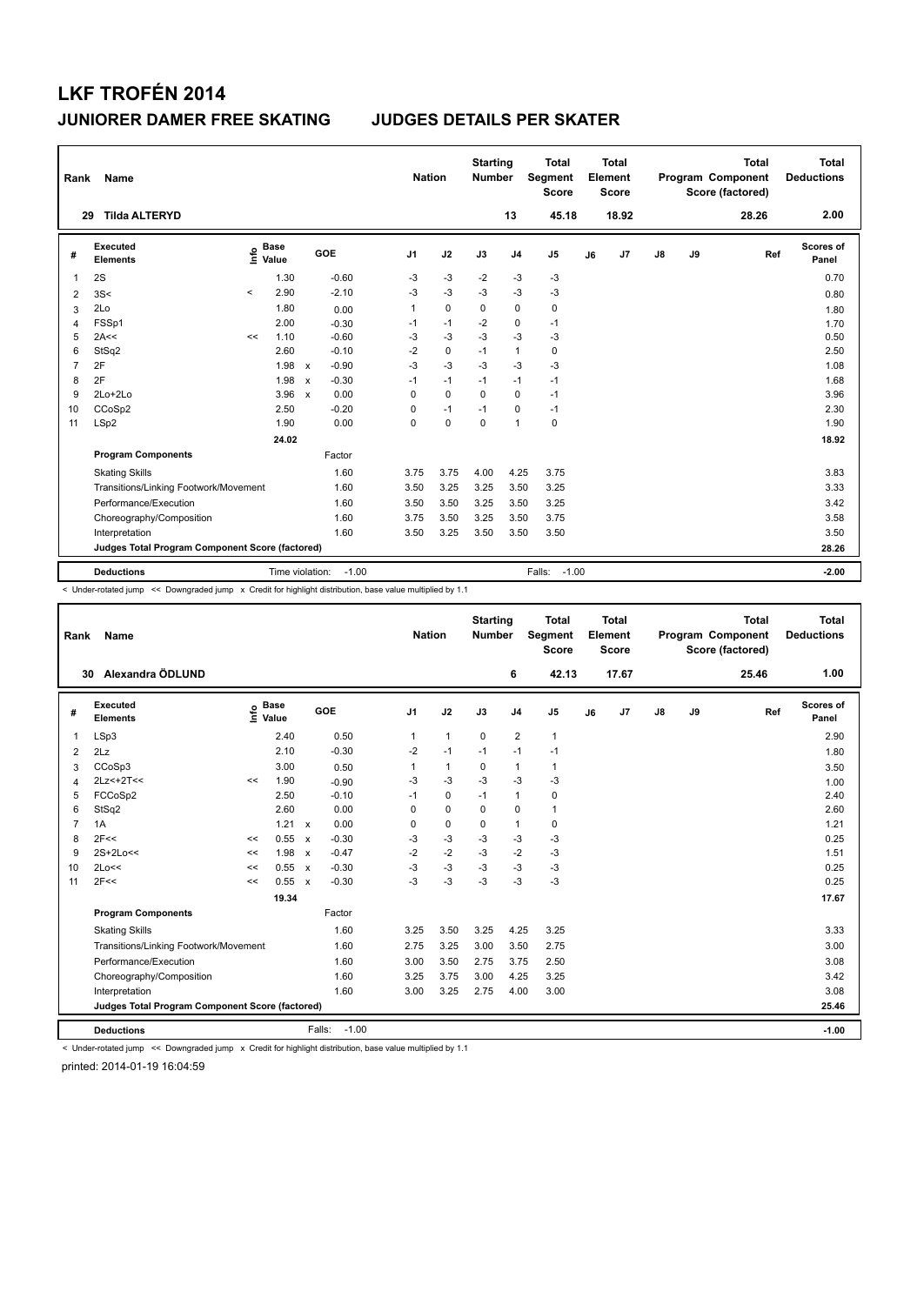# LKF TROFÉN 2014

## JUNIORER DAMER FREE SKATING JUDGES DETAILS PER SKATER

| Rank | Name | Nation | Starting Number | Total Segment Score | Total Element Score | Total Program Component Score (factored) | Total Deductions |
|---|---|---|---|---|---|---|---|
| 29 | Tilda ALTERYD | | 13 | 45.18 | 18.92 | 28.26 | 2.00 |

| # | Executed Elements | Info | Base Value | | GOE | J1 | J2 | J3 | J4 | J5 | J6 | J7 | J8 | J9 | Ref | Scores of Panel |
|---|---|---|---|---|---|---|---|---|---|---|---|---|---|---|---|---|
| 1 | 2S | | 1.30 | | -0.60 | -3 | -3 | -2 | -3 | -3 | | | | | | 0.70 |
| 2 | 3S< | < | 2.90 | | -2.10 | -3 | -3 | -3 | -3 | -3 | | | | | | 0.80 |
| 3 | 2Lo | | 1.80 | | 0.00 | 1 | 0 | 0 | 0 | 0 | | | | | | 1.80 |
| 4 | FSSp1 | | 2.00 | | -0.30 | -1 | -1 | -2 | 0 | -1 | | | | | | 1.70 |
| 5 | 2A<< | << | 1.10 | | -0.60 | -3 | -3 | -3 | -3 | -3 | | | | | | 0.50 |
| 6 | StSq2 | | 2.60 | | -0.10 | -2 | 0 | -1 | 1 | 0 | | | | | | 2.50 |
| 7 | 2F | | 1.98 | x | -0.90 | -3 | -3 | -3 | -3 | -3 | | | | | | 1.08 |
| 8 | 2F | | 1.98 | x | -0.30 | -1 | -1 | -1 | -1 | -1 | | | | | | 1.68 |
| 9 | 2Lo+2Lo | | 3.96 | x | 0.00 | 0 | 0 | 0 | 0 | -1 | | | | | | 3.96 |
| 10 | CCoSp2 | | 2.50 | | -0.20 | 0 | -1 | -1 | 0 | -1 | | | | | | 2.30 |
| 11 | LSp2 | | 1.90 | | 0.00 | 0 | 0 | 0 | 1 | 0 | | | | | | 1.90 |
| | | | 24.02 | | | | | | | | | | | | | 18.92 |
| | **Program Components** | | | | Factor | | | | | | | | | | | |
| | Skating Skills | | | | 1.60 | 3.75 | 3.75 | 4.00 | 4.25 | 3.75 | | | | | | 3.83 |
| | Transitions/Linking Footwork/Movement | | | | 1.60 | 3.50 | 3.25 | 3.25 | 3.50 | 3.25 | | | | | | 3.33 |
| | Performance/Execution | | | | 1.60 | 3.50 | 3.50 | 3.25 | 3.50 | 3.25 | | | | | | 3.42 |
| | Choreography/Composition | | | | 1.60 | 3.75 | 3.50 | 3.25 | 3.50 | 3.75 | | | | | | 3.58 |
| | Interpretation | | | | 1.60 | 3.50 | 3.25 | 3.50 | 3.50 | 3.50 | | | | | | 3.50 |
| | **Judges Total Program Component Score (factored)** | | | | | | | | | | | | | | | 28.26 |
| | **Deductions** | | Time violation: | | -1.00 | | | | | Falls: -1.00 | | | | | | -2.00 |

< Under-rotated jump << Downgraded jump x Credit for highlight distribution, base value multiplied by 1.1

| Rank | Name | Nation | Starting Number | Total Segment Score | Total Element Score | Total Program Component Score (factored) | Total Deductions |
|---|---|---|---|---|---|---|---|
| 30 | Alexandra ÖDLUND | | 6 | 42.13 | 17.67 | 25.46 | 1.00 |

| # | Executed Elements | Info | Base Value | | GOE | J1 | J2 | J3 | J4 | J5 | J6 | J7 | J8 | J9 | Ref | Scores of Panel |
|---|---|---|---|---|---|---|---|---|---|---|---|---|---|---|---|---|
| 1 | LSp3 | | 2.40 | | 0.50 | 1 | 1 | 0 | 2 | 1 | | | | | | 2.90 |
| 2 | 2Lz | | 2.10 | | -0.30 | -2 | -1 | -1 | -1 | -1 | | | | | | 1.80 |
| 3 | CCoSp3 | | 3.00 | | 0.50 | 1 | 1 | 0 | 1 | 1 | | | | | | 3.50 |
| 4 | 2Lz<+2T<< | << | 1.90 | | -0.90 | -3 | -3 | -3 | -3 | -3 | | | | | | 1.00 |
| 5 | FCCoSp2 | | 2.50 | | -0.10 | -1 | 0 | -1 | 1 | 0 | | | | | | 2.40 |
| 6 | StSq2 | | 2.60 | | 0.00 | 0 | 0 | 0 | 0 | 1 | | | | | | 2.60 |
| 7 | 1A | | 1.21 | x | 0.00 | 0 | 0 | 0 | 1 | 0 | | | | | | 1.21 |
| 8 | 2F<< | << | 0.55 | x | -0.30 | -3 | -3 | -3 | -3 | -3 | | | | | | 0.25 |
| 9 | 2S+2Lo<< | << | 1.98 | x | -0.47 | -2 | -2 | -3 | -2 | -3 | | | | | | 1.51 |
| 10 | 2Lo<< | << | 0.55 | x | -0.30 | -3 | -3 | -3 | -3 | -3 | | | | | | 0.25 |
| 11 | 2F<< | << | 0.55 | x | -0.30 | -3 | -3 | -3 | -3 | -3 | | | | | | 0.25 |
| | | | 19.34 | | | | | | | | | | | | | 17.67 |
| | **Program Components** | | | | Factor | | | | | | | | | | | |
| | Skating Skills | | | | 1.60 | 3.25 | 3.50 | 3.25 | 4.25 | 3.25 | | | | | | 3.33 |
| | Transitions/Linking Footwork/Movement | | | | 1.60 | 2.75 | 3.25 | 3.00 | 3.50 | 2.75 | | | | | | 3.00 |
| | Performance/Execution | | | | 1.60 | 3.00 | 3.50 | 2.75 | 3.75 | 2.50 | | | | | | 3.08 |
| | Choreography/Composition | | | | 1.60 | 3.25 | 3.75 | 3.00 | 4.25 | 3.25 | | | | | | 3.42 |
| | Interpretation | | | | 1.60 | 3.00 | 3.25 | 2.75 | 4.00 | 3.00 | | | | | | 3.08 |
| | **Judges Total Program Component Score (factored)** | | | | | | | | | | | | | | | 25.46 |
| | **Deductions** | | Falls: | | -1.00 | | | | | | | | | | | -1.00 |

< Under-rotated jump << Downgraded jump x Credit for highlight distribution, base value multiplied by 1.1

printed: 2014-01-19 16:04:59